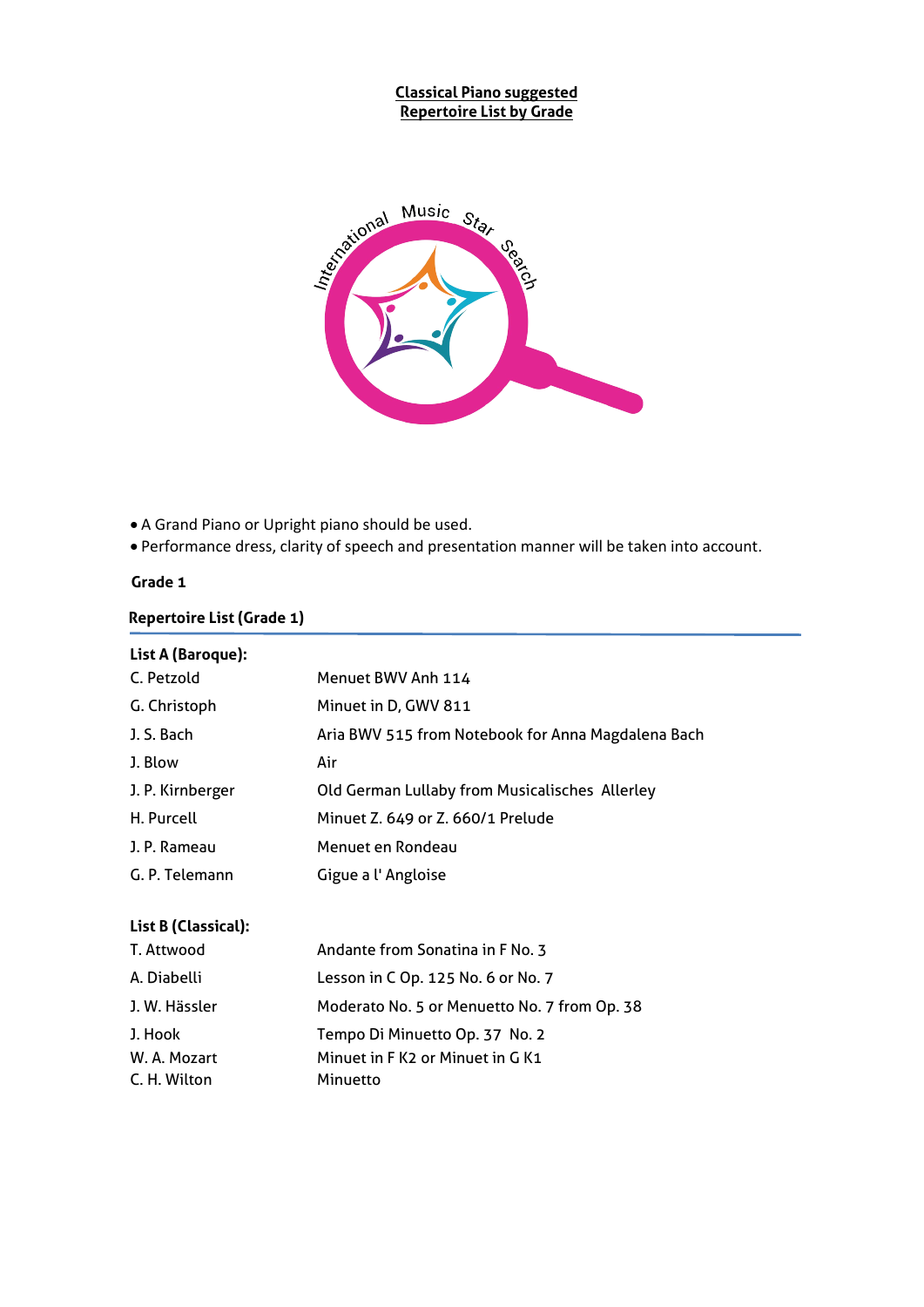**Classical Piano suggested**
**Repertoire List by Grade**

International Music Star Search

- A Grand Piano or Upright piano should be used.
- Performance dress, clarity of speech and presentation manner will be taken into account.

### Grade 1

#### Repertoire List (Grade 1)

**List A (Baroque):**

| | |
|---|---|
| C. Petzold | Menuet BWV Anh 114 |
| G. Christoph | Minuet in D, GWV 811 |
| J. S. Bach | Aria BWV 515 from Notebook for Anna Magdalena Bach |
| J. Blow | Air |
| J. P. Kirnberger | Old German Lullaby from Musicalisches Allerley |
| H. Purcell | Minuet Z. 649 or Z. 660/1 Prelude |
| J. P. Rameau | Menuet en Rondeau |
| G. P. Telemann | Gigue a l' Angloise |

**List B (Classical):**

| | |
|---|---|
| T. Attwood | Andante from Sonatina in F No. 3 |
| A. Diabelli | Lesson in C Op. 125 No. 6 or No. 7 |
| J. W. Hässler | Moderato No. 5 or Menuetto No. 7 from Op. 38 |
| J. Hook | Tempo Di Minuetto Op. 37 No. 2 |
| W. A. Mozart | Minuet in F K2 or Minuet in G K1 |
| C. H. Wilton | Minuetto |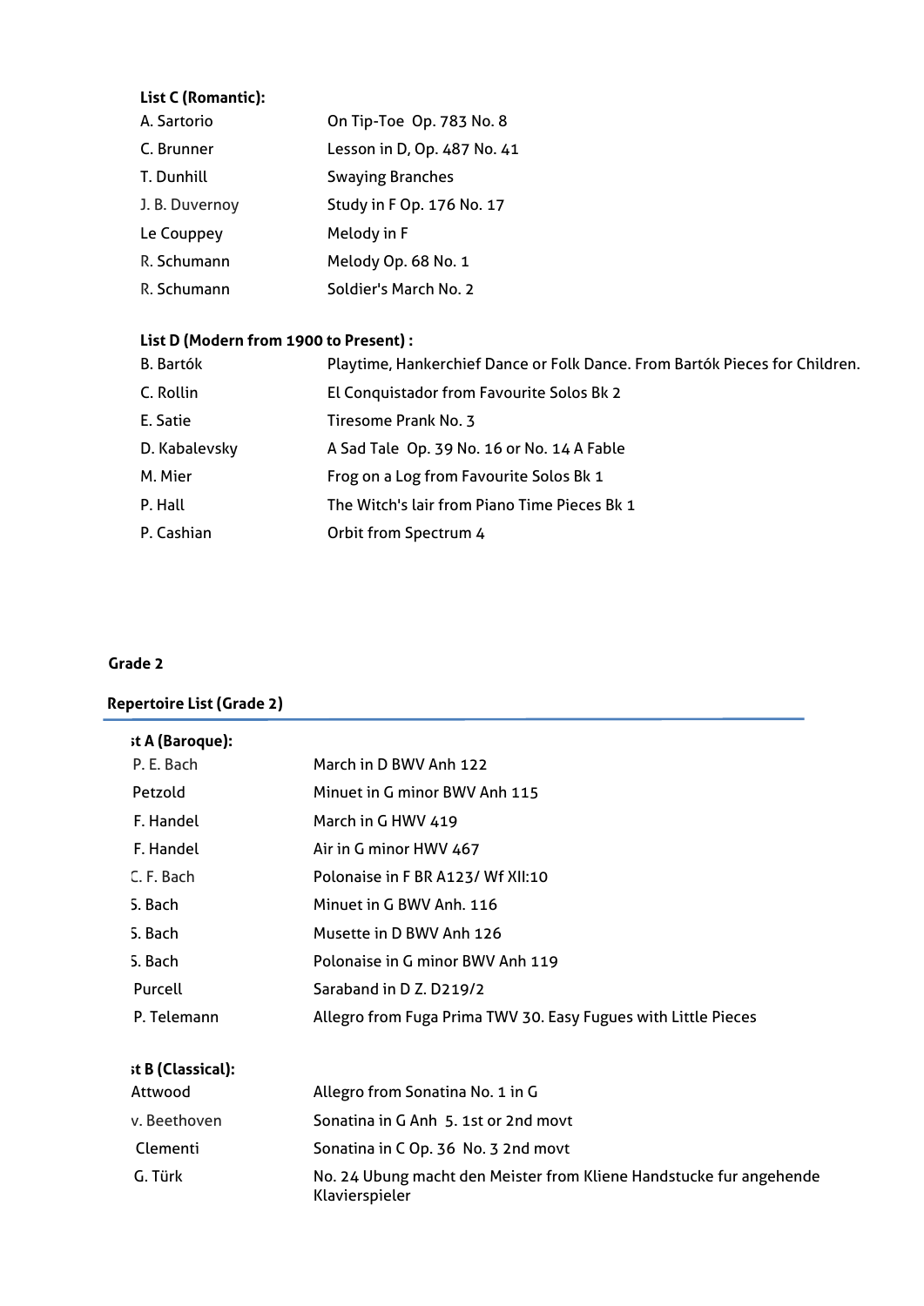**List C (Romantic):**

| | |
|---|---|
| A. Sartorio | On Tip-Toe Op. 783 No. 8 |
| C. Brunner | Lesson in D, Op. 487 No. 41 |
| T. Dunhill | Swaying Branches |
| J. B. Duvernoy | Study in F Op. 176 No. 17 |
| Le Couppey | Melody in F |
| R. Schumann | Melody Op. 68 No. 1 |
| R. Schumann | Soldier's March No. 2 |

**List D (Modern from 1900 to Present) :**

| | |
|---|---|
| B. Bartók | Playtime, Hankerchief Dance or Folk Dance. From Bartók Pieces for Children. |
| C. Rollin | El Conquistador from Favourite Solos Bk 2 |
| E. Satie | Tiresome Prank No. 3 |
| D. Kabalevsky | A Sad Tale Op. 39 No. 16 or No. 14 A Fable |
| M. Mier | Frog on a Log from Favourite Solos Bk 1 |
| P. Hall | The Witch's lair from Piano Time Pieces Bk 1 |
| P. Cashian | Orbit from Spectrum 4 |

## Grade 2

### Repertoire List (Grade 2)

**st A (Baroque):**

| | |
|---|---|
| P. E. Bach | March in D BWV Anh 122 |
| Petzold | Minuet in G minor BWV Anh 115 |
| F. Handel | March in G HWV 419 |
| F. Handel | Air in G minor HWV 467 |
| C. F. Bach | Polonaise in F BR A123/ Wf XII:10 |
| S. Bach | Minuet in G BWV Anh. 116 |
| S. Bach | Musette in D BWV Anh 126 |
| S. Bach | Polonaise in G minor BWV Anh 119 |
| Purcell | Saraband in D Z. D219/2 |
| P. Telemann | Allegro from Fuga Prima TWV 30. Easy Fugues with Little Pieces |

**st B (Classical):**

| | |
|---|---|
| Attwood | Allegro from Sonatina No. 1 in G |
| v. Beethoven | Sonatina in G Anh 5. 1st or 2nd movt |
| Clementi | Sonatina in C Op. 36 No. 3 2nd movt |
| G. Türk | No. 24 Ubung macht den Meister from Kliene Handstucke fur angehende Klavierspieler |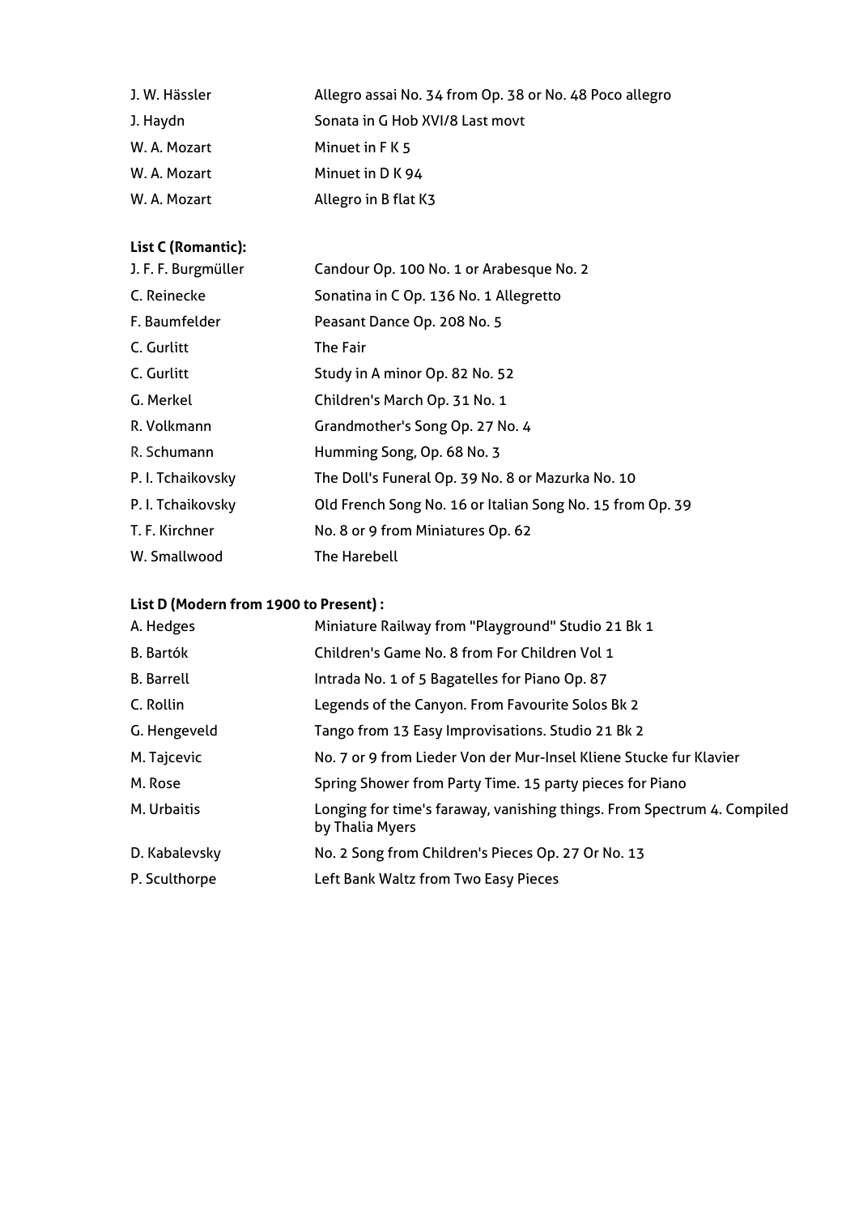| | |
|---|---|
| J. W. Hässler | Allegro assai No. 34 from Op. 38 or No. 48 Poco allegro |
| J. Haydn | Sonata in G Hob XVI/8 Last movt |
| W. A. Mozart | Minuet in F K 5 |
| W. A. Mozart | Minuet in D K 94 |
| W. A. Mozart | Allegro in B flat K3 |

**List C (Romantic):**

| | |
|---|---|
| J. F. F. Burgmüller | Candour Op. 100 No. 1 or Arabesque No. 2 |
| C. Reinecke | Sonatina in C Op. 136 No. 1 Allegretto |
| F. Baumfelder | Peasant Dance Op. 208 No. 5 |
| C. Gurlitt | The Fair |
| C. Gurlitt | Study in A minor Op. 82 No. 52 |
| G. Merkel | Children's March Op. 31 No. 1 |
| R. Volkmann | Grandmother's Song Op. 27 No. 4 |
| R. Schumann | Humming Song, Op. 68 No. 3 |
| P. I. Tchaikovsky | The Doll's Funeral Op. 39 No. 8 or Mazurka No. 10 |
| P. I. Tchaikovsky | Old French Song No. 16 or Italian Song No. 15 from Op. 39 |
| T. F. Kirchner | No. 8 or 9 from Miniatures Op. 62 |
| W. Smallwood | The Harebell |

**List D (Modern from 1900 to Present) :**

| | |
|---|---|
| A. Hedges | Miniature Railway from "Playground" Studio 21 Bk 1 |
| B. Bartók | Children's Game No. 8 from For Children Vol 1 |
| B. Barrell | Intrada No. 1 of 5 Bagatelles for Piano Op. 87 |
| C. Rollin | Legends of the Canyon. From Favourite Solos Bk 2 |
| G. Hengeveld | Tango from 13 Easy Improvisations. Studio 21 Bk 2 |
| M. Tajcevic | No. 7 or 9 from Lieder Von der Mur-Insel Kliene Stucke fur Klavier |
| M. Rose | Spring Shower from Party Time. 15 party pieces for Piano |
| M. Urbaitis | Longing for time's faraway, vanishing things. From Spectrum 4. Compiled by Thalia Myers |
| D. Kabalevsky | No. 2 Song from Children's Pieces Op. 27 Or No. 13 |
| P. Sculthorpe | Left Bank Waltz from Two Easy Pieces |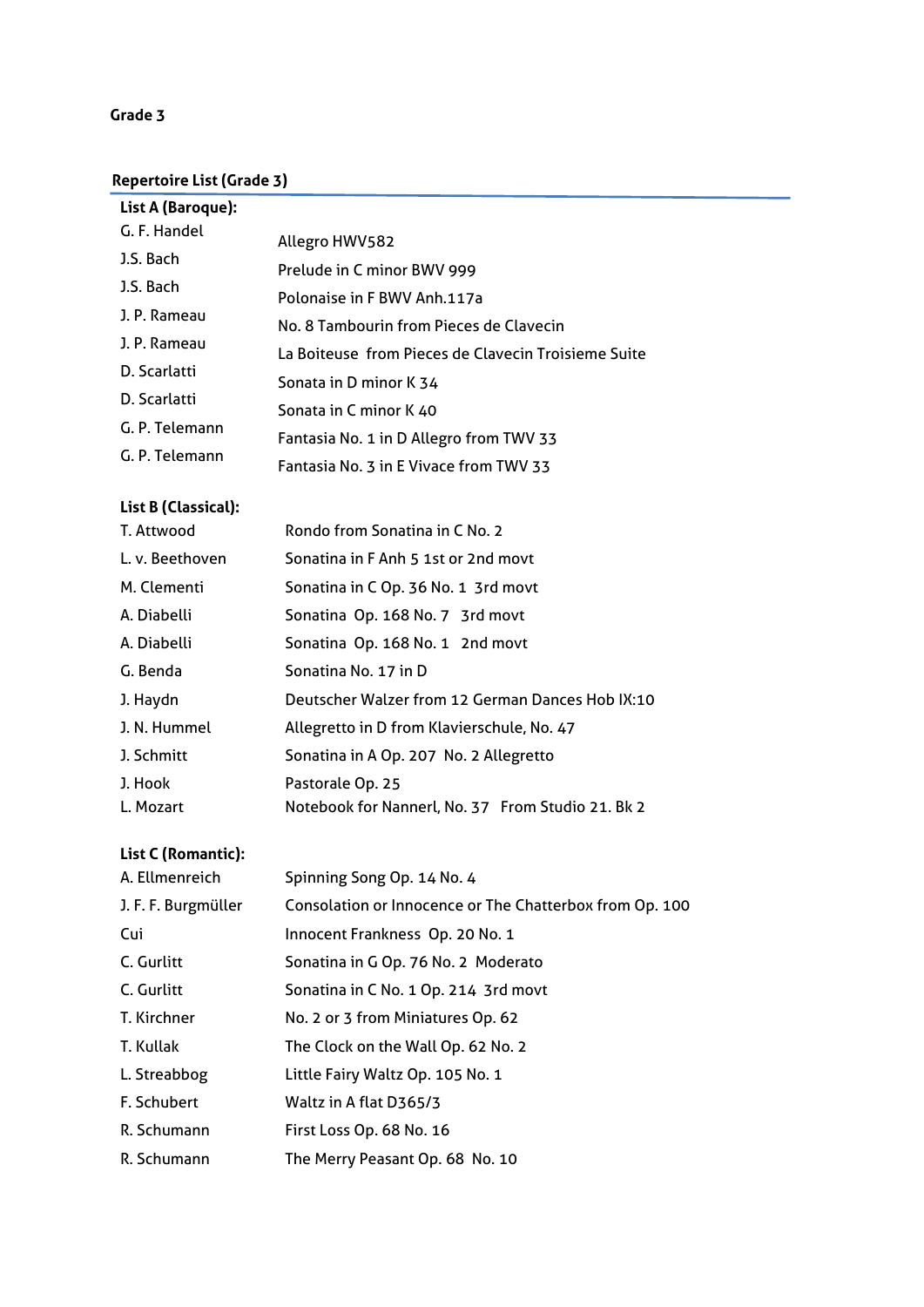**Grade 3**

**Repertoire List (Grade 3)**

**List A (Baroque):**

| | |
|---|---|
| G. F. Handel | Allegro HWV582 |
| J.S. Bach | Prelude in C minor BWV 999 |
| J.S. Bach | Polonaise in F BWV Anh.117a |
| J. P. Rameau | No. 8 Tambourin from Pieces de Clavecin |
| J. P. Rameau | La Boiteuse from Pieces de Clavecin Troisieme Suite |
| D. Scarlatti | Sonata in D minor K 34 |
| D. Scarlatti | Sonata in C minor K 40 |
| G. P. Telemann | Fantasia No. 1 in D Allegro from TWV 33 |
| G. P. Telemann | Fantasia No. 3 in E Vivace from TWV 33 |

**List B (Classical):**

| | |
|---|---|
| T. Attwood | Rondo from Sonatina in C No. 2 |
| L. v. Beethoven | Sonatina in F Anh 5 1st or 2nd movt |
| M. Clementi | Sonatina in C Op. 36 No. 1 3rd movt |
| A. Diabelli | Sonatina Op. 168 No. 7 3rd movt |
| A. Diabelli | Sonatina Op. 168 No. 1 2nd movt |
| G. Benda | Sonatina No. 17 in D |
| J. Haydn | Deutscher Walzer from 12 German Dances Hob IX:10 |
| J. N. Hummel | Allegretto in D from Klavierschule, No. 47 |
| J. Schmitt | Sonatina in A Op. 207 No. 2 Allegretto |
| J. Hook | Pastorale Op. 25 |
| L. Mozart | Notebook for Nannerl, No. 37 From Studio 21. Bk 2 |

**List C (Romantic):**

| | |
|---|---|
| A. Ellmenreich | Spinning Song Op. 14 No. 4 |
| J. F. F. Burgmüller | Consolation or Innocence or The Chatterbox from Op. 100 |
| Cui | Innocent Frankness Op. 20 No. 1 |
| C. Gurlitt | Sonatina in G Op. 76 No. 2 Moderato |
| C. Gurlitt | Sonatina in C No. 1 Op. 214 3rd movt |
| T. Kirchner | No. 2 or 3 from Miniatures Op. 62 |
| T. Kullak | The Clock on the Wall Op. 62 No. 2 |
| L. Streabbog | Little Fairy Waltz Op. 105 No. 1 |
| F. Schubert | Waltz in A flat D365/3 |
| R. Schumann | First Loss Op. 68 No. 16 |
| R. Schumann | The Merry Peasant Op. 68 No. 10 |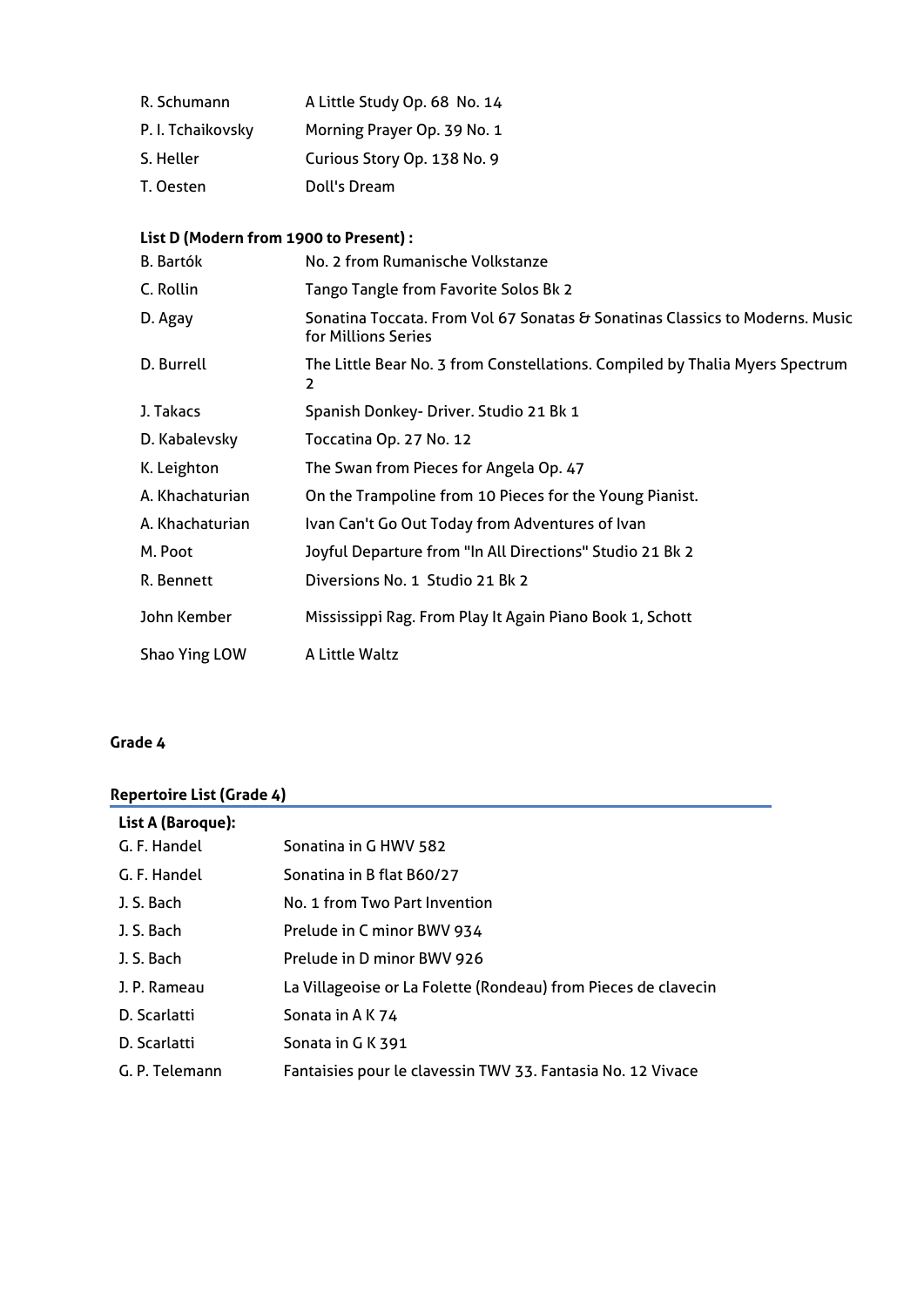| | |
|---|---|
| R. Schumann | A Little Study Op. 68 No. 14 |
| P. I. Tchaikovsky | Morning Prayer Op. 39 No. 1 |
| S. Heller | Curious Story Op. 138 No. 9 |
| T. Oesten | Doll's Dream |

**List D (Modern from 1900 to Present) :**

| | |
|---|---|
| B. Bartók | No. 2 from Rumanische Volkstanze |
| C. Rollin | Tango Tangle from Favorite Solos Bk 2 |
| D. Agay | Sonatina Toccata. From Vol 67 Sonatas & Sonatinas Classics to Moderns. Music for Millions Series |
| D. Burrell | The Little Bear No. 3 from Constellations. Compiled by Thalia Myers Spectrum 2 |
| J. Takacs | Spanish Donkey- Driver. Studio 21 Bk 1 |
| D. Kabalevsky | Toccatina Op. 27 No. 12 |
| K. Leighton | The Swan from Pieces for Angela Op. 47 |
| A. Khachaturian | On the Trampoline from 10 Pieces for the Young Pianist. |
| A. Khachaturian | Ivan Can't Go Out Today from Adventures of Ivan |
| M. Poot | Joyful Departure from "In All Directions" Studio 21 Bk 2 |
| R. Bennett | Diversions No. 1 Studio 21 Bk 2 |
| John Kember | Mississippi Rag. From Play It Again Piano Book 1, Schott |
| Shao Ying LOW | A Little Waltz |

## Grade 4

### Repertoire List (Grade 4)

**List A (Baroque):**

| | |
|---|---|
| G. F. Handel | Sonatina in G HWV 582 |
| G. F. Handel | Sonatina in B flat B60/27 |
| J. S. Bach | No. 1 from Two Part Invention |
| J. S. Bach | Prelude in C minor BWV 934 |
| J. S. Bach | Prelude in D minor BWV 926 |
| J. P. Rameau | La Villageoise or La Folette (Rondeau) from Pieces de clavecin |
| D. Scarlatti | Sonata in A K 74 |
| D. Scarlatti | Sonata in G K 391 |
| G. P. Telemann | Fantaisies pour le clavessin TWV 33. Fantasia No. 12 Vivace |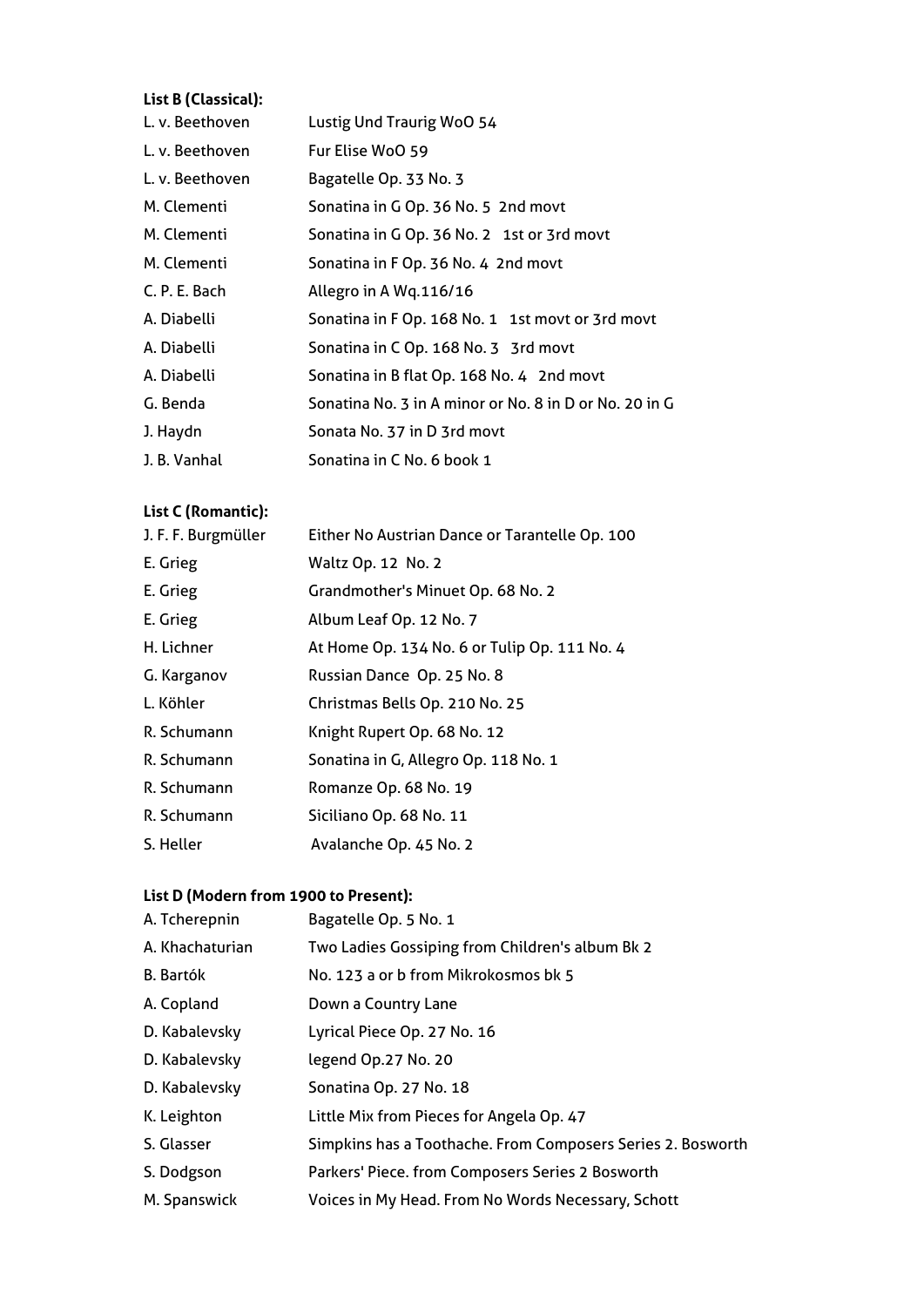**List B (Classical):**

| | |
|---|---|
| L. v. Beethoven | Lustig Und Traurig WoO 54 |
| L. v. Beethoven | Fur Elise WoO 59 |
| L. v. Beethoven | Bagatelle Op. 33 No. 3 |
| M. Clementi | Sonatina in G Op. 36 No. 5 2nd movt |
| M. Clementi | Sonatina in G Op. 36 No. 2 1st or 3rd movt |
| M. Clementi | Sonatina in F Op. 36 No. 4 2nd movt |
| C. P. E. Bach | Allegro in A Wq.116/16 |
| A. Diabelli | Sonatina in F Op. 168 No. 1 1st movt or 3rd movt |
| A. Diabelli | Sonatina in C Op. 168 No. 3 3rd movt |
| A. Diabelli | Sonatina in B flat Op. 168 No. 4 2nd movt |
| G. Benda | Sonatina No. 3 in A minor or No. 8 in D or No. 20 in G |
| J. Haydn | Sonata No. 37 in D 3rd movt |
| J. B. Vanhal | Sonatina in C No. 6 book 1 |

**List C (Romantic):**

| | |
|---|---|
| J. F. F. Burgmüller | Either No Austrian Dance or Tarantelle Op. 100 |
| E. Grieg | Waltz Op. 12 No. 2 |
| E. Grieg | Grandmother's Minuet Op. 68 No. 2 |
| E. Grieg | Album Leaf Op. 12 No. 7 |
| H. Lichner | At Home Op. 134 No. 6 or Tulip Op. 111 No. 4 |
| G. Karganov | Russian Dance Op. 25 No. 8 |
| L. Köhler | Christmas Bells Op. 210 No. 25 |
| R. Schumann | Knight Rupert Op. 68 No. 12 |
| R. Schumann | Sonatina in G, Allegro Op. 118 No. 1 |
| R. Schumann | Romanze Op. 68 No. 19 |
| R. Schumann | Siciliano Op. 68 No. 11 |
| S. Heller | Avalanche Op. 45 No. 2 |

**List D (Modern from 1900 to Present):**

| | |
|---|---|
| A. Tcherepnin | Bagatelle Op. 5 No. 1 |
| A. Khachaturian | Two Ladies Gossiping from Children's album Bk 2 |
| B. Bartók | No. 123 a or b from Mikrokosmos bk 5 |
| A. Copland | Down a Country Lane |
| D. Kabalevsky | Lyrical Piece Op. 27 No. 16 |
| D. Kabalevsky | legend Op.27 No. 20 |
| D. Kabalevsky | Sonatina Op. 27 No. 18 |
| K. Leighton | Little Mix from Pieces for Angela Op. 47 |
| S. Glasser | Simpkins has a Toothache. From Composers Series 2. Bosworth |
| S. Dodgson | Parkers' Piece. from Composers Series 2 Bosworth |
| M. Spanswick | Voices in My Head. From No Words Necessary, Schott |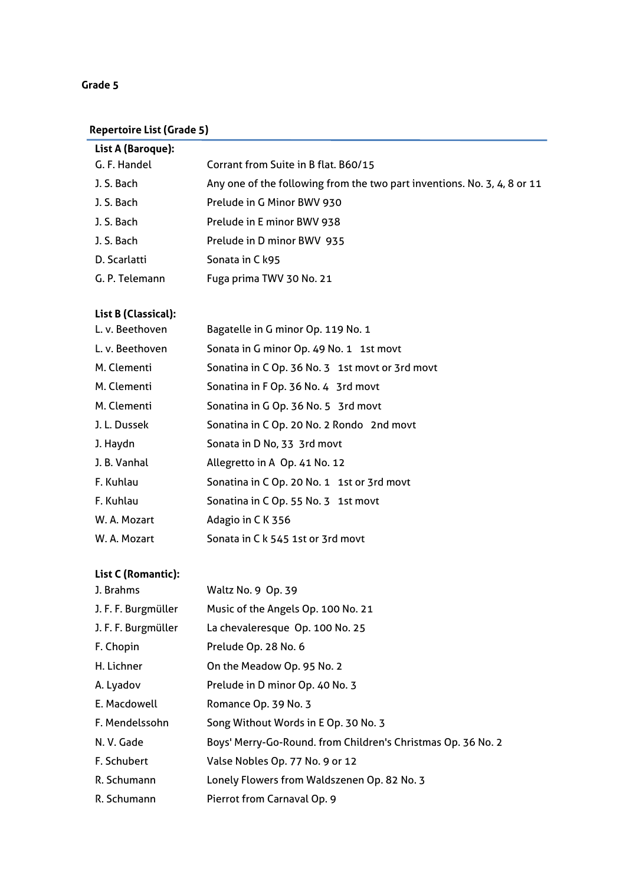# Grade 5

## Repertoire List (Grade 5)

| **List A (Baroque):** | |
| --- | --- |
| G. F. Handel | Corrant from Suite in B flat. B60/15 |
| J. S. Bach | Any one of the following from the two part inventions. No. 3, 4, 8 or 11 |
| J. S. Bach | Prelude in G Minor BWV 930 |
| J. S. Bach | Prelude in E minor BWV 938 |
| J. S. Bach | Prelude in D minor BWV 935 |
| D. Scarlatti | Sonata in C k95 |
| G. P. Telemann | Fuga prima TWV 30 No. 21 |

| **List B (Classical):** | |
| --- | --- |
| L. v. Beethoven | Bagatelle in G minor Op. 119 No. 1 |
| L. v. Beethoven | Sonata in G minor Op. 49 No. 1 1st movt |
| M. Clementi | Sonatina in C Op. 36 No. 3 1st movt or 3rd movt |
| M. Clementi | Sonatina in F Op. 36 No. 4 3rd movt |
| M. Clementi | Sonatina in G Op. 36 No. 5 3rd movt |
| J. L. Dussek | Sonatina in C Op. 20 No. 2 Rondo 2nd movt |
| J. Haydn | Sonata in D No, 33 3rd movt |
| J. B. Vanhal | Allegretto in A Op. 41 No. 12 |
| F. Kuhlau | Sonatina in C Op. 20 No. 1 1st or 3rd movt |
| F. Kuhlau | Sonatina in C Op. 55 No. 3 1st movt |
| W. A. Mozart | Adagio in C K 356 |
| W. A. Mozart | Sonata in C k 545 1st or 3rd movt |

| **List C (Romantic):** | |
| --- | --- |
| J. Brahms | Waltz No. 9 Op. 39 |
| J. F. F. Burgmüller | Music of the Angels Op. 100 No. 21 |
| J. F. F. Burgmüller | La chevaleresque Op. 100 No. 25 |
| F. Chopin | Prelude Op. 28 No. 6 |
| H. Lichner | On the Meadow Op. 95 No. 2 |
| A. Lyadov | Prelude in D minor Op. 40 No. 3 |
| E. Macdowell | Romance Op. 39 No. 3 |
| F. Mendelssohn | Song Without Words in E Op. 30 No. 3 |
| N. V. Gade | Boys' Merry-Go-Round. from Children's Christmas Op. 36 No. 2 |
| F. Schubert | Valse Nobles Op. 77 No. 9 or 12 |
| R. Schumann | Lonely Flowers from Waldszenen Op. 82 No. 3 |
| R. Schumann | Pierrot from Carnaval Op. 9 |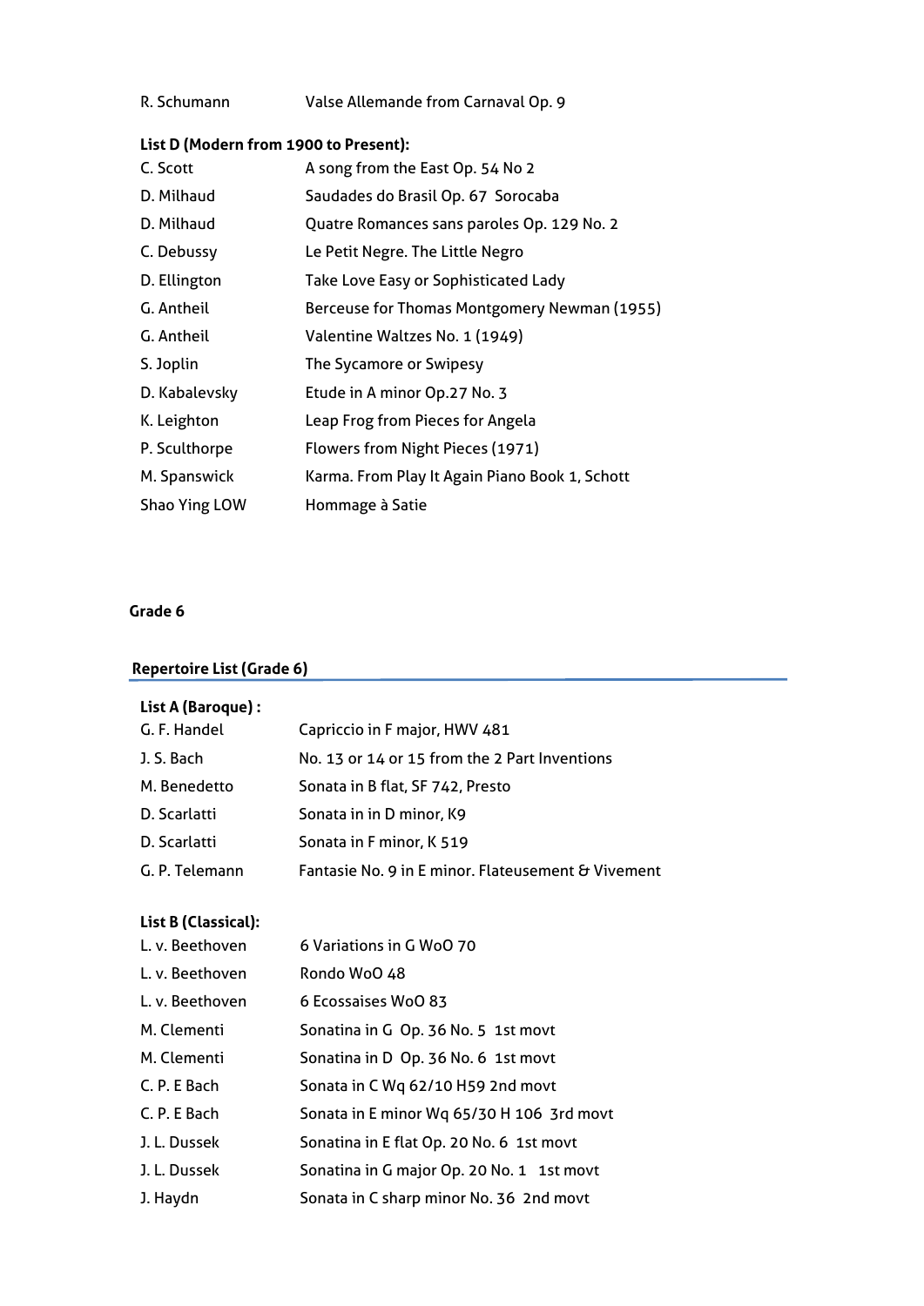| | |
|---|---|
| R. Schumann | Valse Allemande from Carnaval Op. 9 |

**List D (Modern from 1900 to Present):**

| | |
|---|---|
| C. Scott | A song from the East Op. 54 No 2 |
| D. Milhaud | Saudades do Brasil Op. 67 Sorocaba |
| D. Milhaud | Quatre Romances sans paroles Op. 129 No. 2 |
| C. Debussy | Le Petit Negre. The Little Negro |
| D. Ellington | Take Love Easy or Sophisticated Lady |
| G. Antheil | Berceuse for Thomas Montgomery Newman (1955) |
| G. Antheil | Valentine Waltzes No. 1 (1949) |
| S. Joplin | The Sycamore or Swipesy |
| D. Kabalevsky | Etude in A minor Op.27 No. 3 |
| K. Leighton | Leap Frog from Pieces for Angela |
| P. Sculthorpe | Flowers from Night Pieces (1971) |
| M. Spanswick | Karma. From Play It Again Piano Book 1, Schott |
| Shao Ying LOW | Hommage à Satie |

## Grade 6

### Repertoire List (Grade 6)

**List A (Baroque) :**

| | |
|---|---|
| G. F. Handel | Capriccio in F major, HWV 481 |
| J. S. Bach | No. 13 or 14 or 15 from the 2 Part Inventions |
| M. Benedetto | Sonata in B flat, SF 742, Presto |
| D. Scarlatti | Sonata in in D minor, K9 |
| D. Scarlatti | Sonata in F minor, K 519 |
| G. P. Telemann | Fantasie No. 9 in E minor. Flateusement & Vivement |

**List B (Classical):**

| | |
|---|---|
| L. v. Beethoven | 6 Variations in G WoO 70 |
| L. v. Beethoven | Rondo WoO 48 |
| L. v. Beethoven | 6 Ecossaises WoO 83 |
| M. Clementi | Sonatina in G Op. 36 No. 5 1st movt |
| M. Clementi | Sonatina in D Op. 36 No. 6 1st movt |
| C. P. E Bach | Sonata in C Wq 62/10 H59 2nd movt |
| C. P. E Bach | Sonata in E minor Wq 65/30 H 106 3rd movt |
| J. L. Dussek | Sonatina in E flat Op. 20 No. 6 1st movt |
| J. L. Dussek | Sonatina in G major Op. 20 No. 1 1st movt |
| J. Haydn | Sonata in C sharp minor No. 36 2nd movt |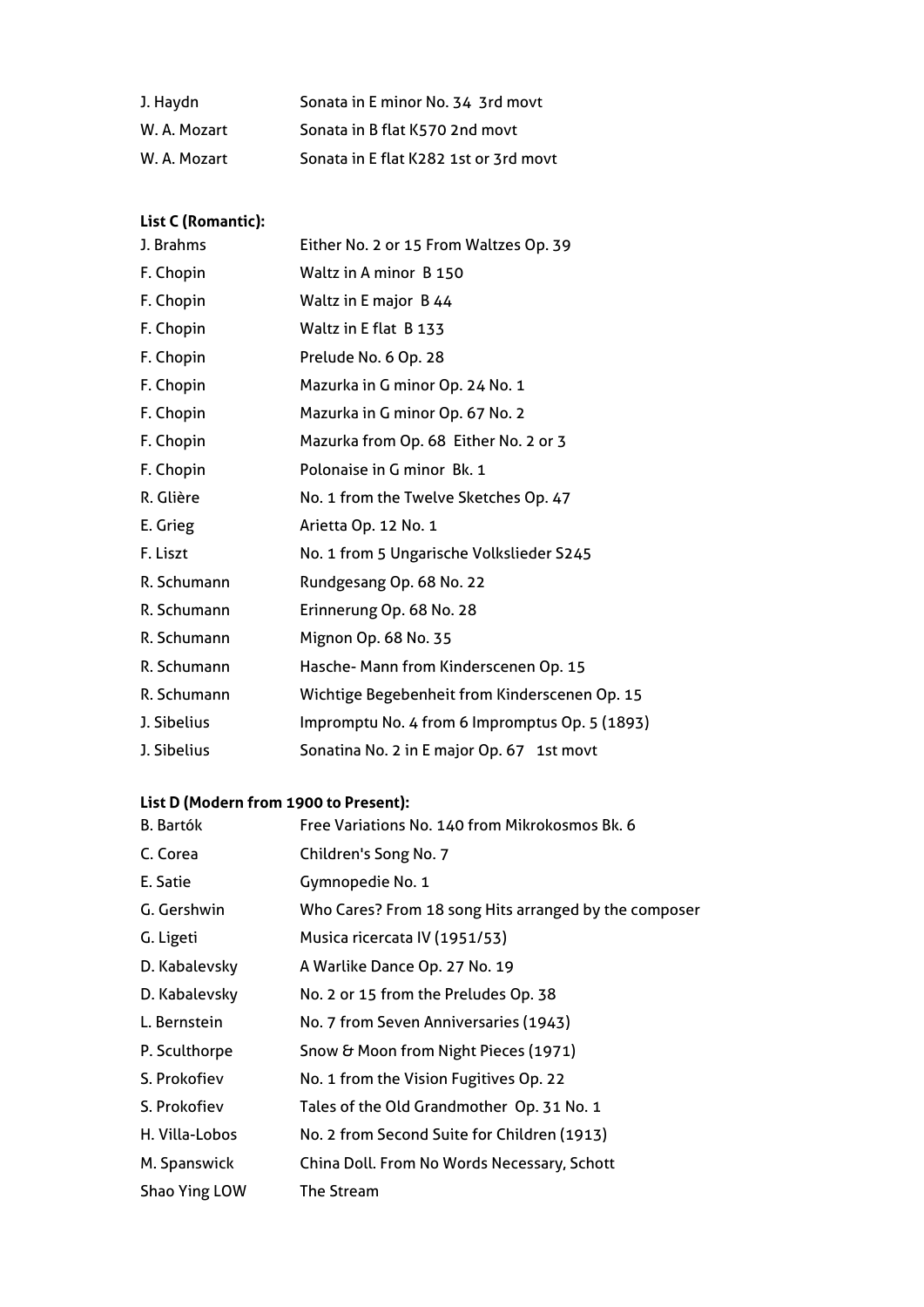| | |
|---|---|
| J. Haydn | Sonata in E minor No. 34 3rd movt |
| W. A. Mozart | Sonata in B flat K570 2nd movt |
| W. A. Mozart | Sonata in E flat K282 1st or 3rd movt |

**List C (Romantic):**

| | |
|---|---|
| J. Brahms | Either No. 2 or 15 From Waltzes Op. 39 |
| F. Chopin | Waltz in A minor B 150 |
| F. Chopin | Waltz in E major B 44 |
| F. Chopin | Waltz in E flat B 133 |
| F. Chopin | Prelude No. 6 Op. 28 |
| F. Chopin | Mazurka in G minor Op. 24 No. 1 |
| F. Chopin | Mazurka in G minor Op. 67 No. 2 |
| F. Chopin | Mazurka from Op. 68 Either No. 2 or 3 |
| F. Chopin | Polonaise in G minor Bk. 1 |
| R. Glière | No. 1 from the Twelve Sketches Op. 47 |
| E. Grieg | Arietta Op. 12 No. 1 |
| F. Liszt | No. 1 from 5 Ungarische Volkslieder S245 |
| R. Schumann | Rundgesang Op. 68 No. 22 |
| R. Schumann | Erinnerung Op. 68 No. 28 |
| R. Schumann | Mignon Op. 68 No. 35 |
| R. Schumann | Hasche- Mann from Kinderscenen Op. 15 |
| R. Schumann | Wichtige Begebenheit from Kinderscenen Op. 15 |
| J. Sibelius | Impromptu No. 4 from 6 Impromptus Op. 5 (1893) |
| J. Sibelius | Sonatina No. 2 in E major Op. 67 1st movt |

**List D (Modern from 1900 to Present):**

| | |
|---|---|
| B. Bartók | Free Variations No. 140 from Mikrokosmos Bk. 6 |
| C. Corea | Children's Song No. 7 |
| E. Satie | Gymnopedie No. 1 |
| G. Gershwin | Who Cares? From 18 song Hits arranged by the composer |
| G. Ligeti | Musica ricercata IV (1951/53) |
| D. Kabalevsky | A Warlike Dance Op. 27 No. 19 |
| D. Kabalevsky | No. 2 or 15 from the Preludes Op. 38 |
| L. Bernstein | No. 7 from Seven Anniversaries (1943) |
| P. Sculthorpe | Snow & Moon from Night Pieces (1971) |
| S. Prokofiev | No. 1 from the Vision Fugitives Op. 22 |
| S. Prokofiev | Tales of the Old Grandmother Op. 31 No. 1 |
| H. Villa-Lobos | No. 2 from Second Suite for Children (1913) |
| M. Spanswick | China Doll. From No Words Necessary, Schott |
| Shao Ying LOW | The Stream |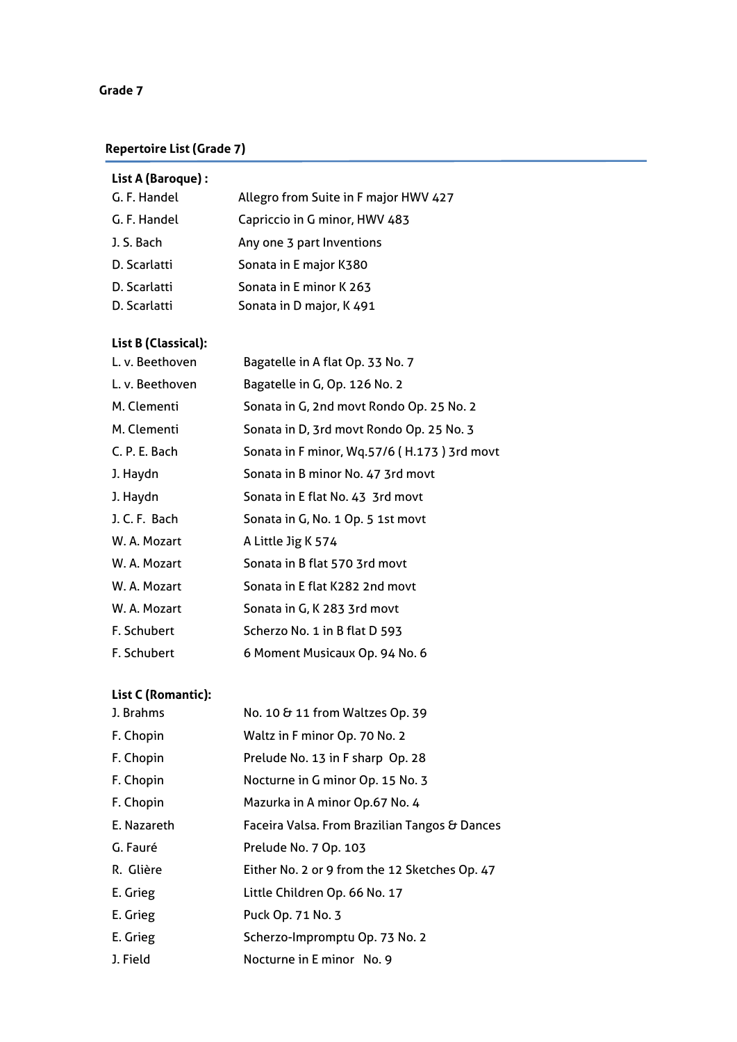# Grade 7

## Repertoire List (Grade 7)

| **List A (Baroque) :** | |
|---|---|
| G. F. Handel | Allegro from Suite in F major HWV 427 |
| G. F. Handel | Capriccio in G minor, HWV 483 |
| J. S. Bach | Any one 3 part Inventions |
| D. Scarlatti | Sonata in E major K380 |
| D. Scarlatti | Sonata in E minor K 263 |
| D. Scarlatti | Sonata in D major, K 491 |

| **List B (Classical):** | |
|---|---|
| L. v. Beethoven | Bagatelle in A flat Op. 33 No. 7 |
| L. v. Beethoven | Bagatelle in G, Op. 126 No. 2 |
| M. Clementi | Sonata in G, 2nd movt Rondo Op. 25 No. 2 |
| M. Clementi | Sonata in D, 3rd movt Rondo Op. 25 No. 3 |
| C. P. E. Bach | Sonata in F minor, Wq.57/6 ( H.173 ) 3rd movt |
| J. Haydn | Sonata in B minor No. 47 3rd movt |
| J. Haydn | Sonata in E flat No. 43 3rd movt |
| J. C. F. Bach | Sonata in G, No. 1 Op. 5 1st movt |
| W. A. Mozart | A Little Jig K 574 |
| W. A. Mozart | Sonata in B flat 570 3rd movt |
| W. A. Mozart | Sonata in E flat K282 2nd movt |
| W. A. Mozart | Sonata in G, K 283 3rd movt |
| F. Schubert | Scherzo No. 1 in B flat D 593 |
| F. Schubert | 6 Moment Musicaux Op. 94 No. 6 |

| **List C (Romantic):** | |
|---|---|
| J. Brahms | No. 10 & 11 from Waltzes Op. 39 |
| F. Chopin | Waltz in F minor Op. 70 No. 2 |
| F. Chopin | Prelude No. 13 in F sharp Op. 28 |
| F. Chopin | Nocturne in G minor Op. 15 No. 3 |
| F. Chopin | Mazurka in A minor Op.67 No. 4 |
| E. Nazareth | Faceira Valsa. From Brazilian Tangos & Dances |
| G. Fauré | Prelude No. 7 Op. 103 |
| R. Glière | Either No. 2 or 9 from the 12 Sketches Op. 47 |
| E. Grieg | Little Children Op. 66 No. 17 |
| E. Grieg | Puck Op. 71 No. 3 |
| E. Grieg | Scherzo-Impromptu Op. 73 No. 2 |
| J. Field | Nocturne in E minor No. 9 |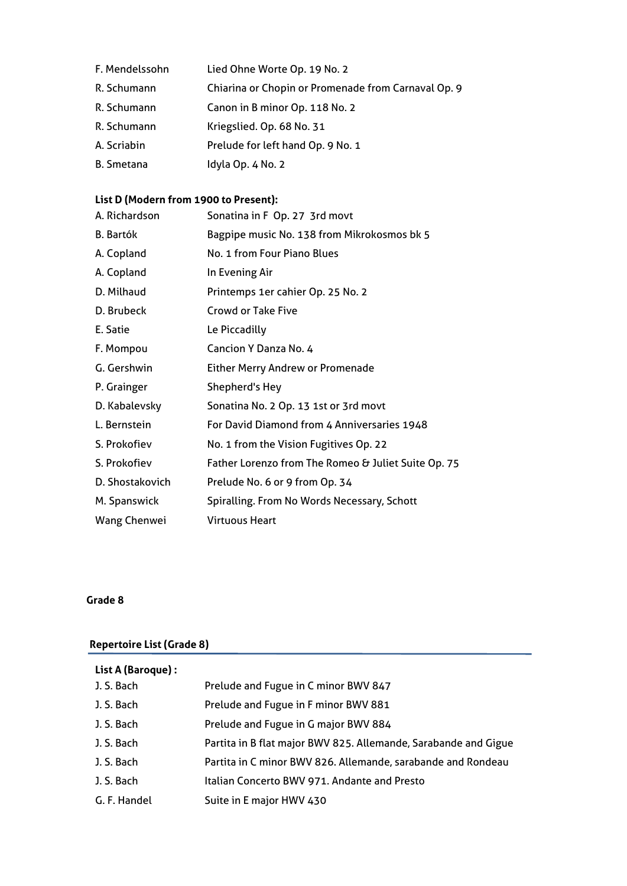| | |
|---|---|
| F. Mendelssohn | Lied Ohne Worte Op. 19 No. 2 |
| R. Schumann | Chiarina or Chopin or Promenade from Carnaval Op. 9 |
| R. Schumann | Canon in B minor Op. 118 No. 2 |
| R. Schumann | Kriegslied. Op. 68 No. 31 |
| A. Scriabin | Prelude for left hand Op. 9 No. 1 |
| B. Smetana | Idyla Op. 4 No. 2 |

**List D (Modern from 1900 to Present):**

| | |
|---|---|
| A. Richardson | Sonatina in F Op. 27 3rd movt |
| B. Bartók | Bagpipe music No. 138 from Mikrokosmos bk 5 |
| A. Copland | No. 1 from Four Piano Blues |
| A. Copland | In Evening Air |
| D. Milhaud | Printemps 1er cahier Op. 25 No. 2 |
| D. Brubeck | Crowd or Take Five |
| E. Satie | Le Piccadilly |
| F. Mompou | Cancion Y Danza No. 4 |
| G. Gershwin | Either Merry Andrew or Promenade |
| P. Grainger | Shepherd's Hey |
| D. Kabalevsky | Sonatina No. 2 Op. 13 1st or 3rd movt |
| L. Bernstein | For David Diamond from 4 Anniversaries 1948 |
| S. Prokofiev | No. 1 from the Vision Fugitives Op. 22 |
| S. Prokofiev | Father Lorenzo from The Romeo & Juliet Suite Op. 75 |
| D. Shostakovich | Prelude No. 6 or 9 from Op. 34 |
| M. Spanswick | Spiralling. From No Words Necessary, Schott |
| Wang Chenwei | Virtuous Heart |

## Grade 8

### Repertoire List (Grade 8)

**List A (Baroque) :**

| | |
|---|---|
| J. S. Bach | Prelude and Fugue in C minor BWV 847 |
| J. S. Bach | Prelude and Fugue in F minor BWV 881 |
| J. S. Bach | Prelude and Fugue in G major BWV 884 |
| J. S. Bach | Partita in B flat major BWV 825. Allemande, Sarabande and Gigue |
| J. S. Bach | Partita in C minor BWV 826. Allemande, sarabande and Rondeau |
| J. S. Bach | Italian Concerto BWV 971. Andante and Presto |
| G. F. Handel | Suite in E major HWV 430 |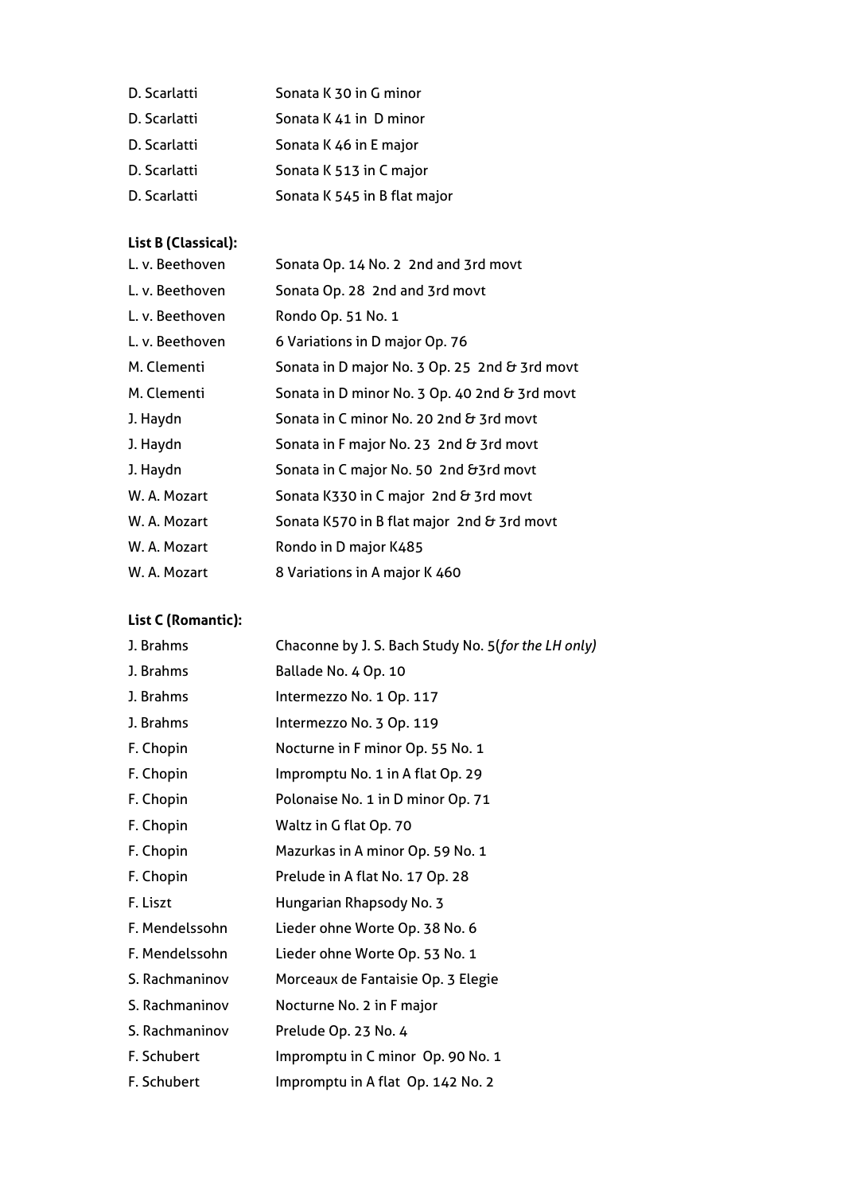| | |
|---|---|
| D. Scarlatti | Sonata K 30 in G minor |
| D. Scarlatti | Sonata K 41 in D minor |
| D. Scarlatti | Sonata K 46 in E major |
| D. Scarlatti | Sonata K 513 in C major |
| D. Scarlatti | Sonata K 545 in B flat major |

**List B (Classical):**

| | |
|---|---|
| L. v. Beethoven | Sonata Op. 14 No. 2 2nd and 3rd movt |
| L. v. Beethoven | Sonata Op. 28 2nd and 3rd movt |
| L. v. Beethoven | Rondo Op. 51 No. 1 |
| L. v. Beethoven | 6 Variations in D major Op. 76 |
| M. Clementi | Sonata in D major No. 3 Op. 25 2nd & 3rd movt |
| M. Clementi | Sonata in D minor No. 3 Op. 40 2nd & 3rd movt |
| J. Haydn | Sonata in C minor No. 20 2nd & 3rd movt |
| J. Haydn | Sonata in F major No. 23 2nd & 3rd movt |
| J. Haydn | Sonata in C major No. 50 2nd &3rd movt |
| W. A. Mozart | Sonata K330 in C major 2nd & 3rd movt |
| W. A. Mozart | Sonata K570 in B flat major 2nd & 3rd movt |
| W. A. Mozart | Rondo in D major K485 |
| W. A. Mozart | 8 Variations in A major K 460 |

**List C (Romantic):**

| | |
|---|---|
| J. Brahms | Chaconne by J. S. Bach Study No. 5(*for the LH only)* |
| J. Brahms | Ballade No. 4 Op. 10 |
| J. Brahms | Intermezzo No. 1 Op. 117 |
| J. Brahms | Intermezzo No. 3 Op. 119 |
| F. Chopin | Nocturne in F minor Op. 55 No. 1 |
| F. Chopin | Impromptu No. 1 in A flat Op. 29 |
| F. Chopin | Polonaise No. 1 in D minor Op. 71 |
| F. Chopin | Waltz in G flat Op. 70 |
| F. Chopin | Mazurkas in A minor Op. 59 No. 1 |
| F. Chopin | Prelude in A flat No. 17 Op. 28 |
| F. Liszt | Hungarian Rhapsody No. 3 |
| F. Mendelssohn | Lieder ohne Worte Op. 38 No. 6 |
| F. Mendelssohn | Lieder ohne Worte Op. 53 No. 1 |
| S. Rachmaninov | Morceaux de Fantaisie Op. 3 Elegie |
| S. Rachmaninov | Nocturne No. 2 in F major |
| S. Rachmaninov | Prelude Op. 23 No. 4 |
| F. Schubert | Impromptu in C minor Op. 90 No. 1 |
| F. Schubert | Impromptu in A flat Op. 142 No. 2 |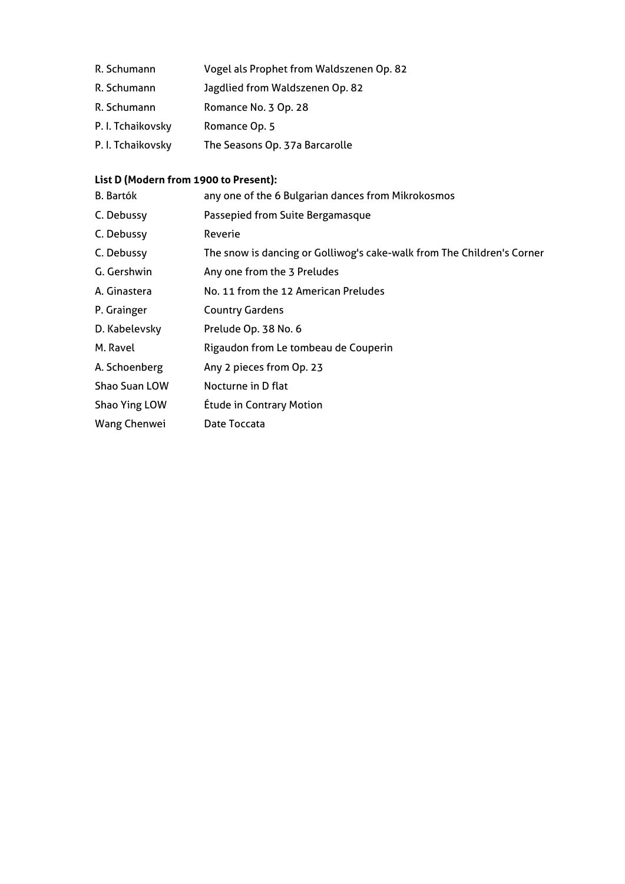| | |
|---|---|
| R. Schumann | Vogel als Prophet from Waldszenen Op. 82 |
| R. Schumann | Jagdlied from Waldszenen Op. 82 |
| R. Schumann | Romance No. 3 Op. 28 |
| P. I. Tchaikovsky | Romance Op. 5 |
| P. I. Tchaikovsky | The Seasons Op. 37a Barcarolle |

**List D (Modern from 1900 to Present):**

| | |
|---|---|
| B. Bartók | any one of the 6 Bulgarian dances from Mikrokosmos |
| C. Debussy | Passepied from Suite Bergamasque |
| C. Debussy | Reverie |
| C. Debussy | The snow is dancing or Golliwog's cake-walk from The Children's Corner |
| G. Gershwin | Any one from the 3 Preludes |
| A. Ginastera | No. 11 from the 12 American Preludes |
| P. Grainger | Country Gardens |
| D. Kabelevsky | Prelude Op. 38 No. 6 |
| M. Ravel | Rigaudon from Le tombeau de Couperin |
| A. Schoenberg | Any 2 pieces from Op. 23 |
| Shao Suan LOW | Nocturne in D flat |
| Shao Ying LOW | Étude in Contrary Motion |
| Wang Chenwei | Date Toccata |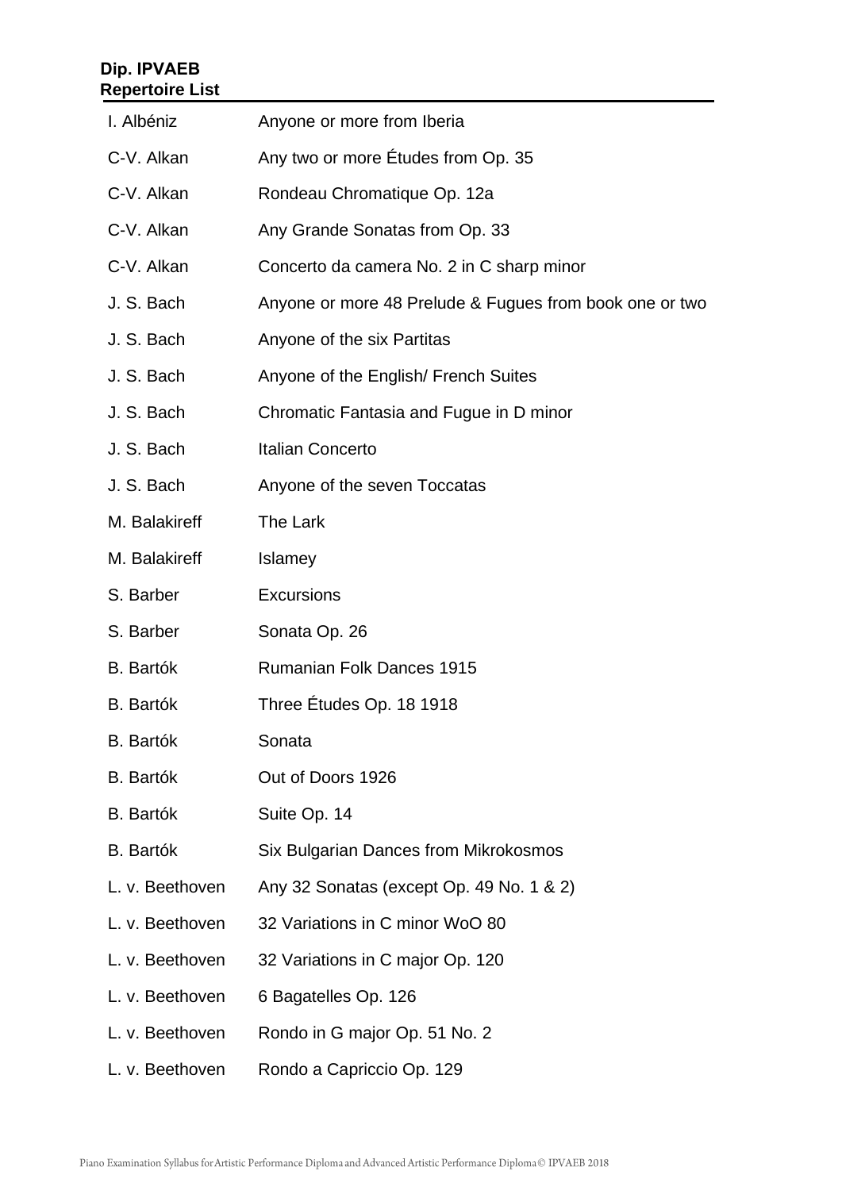**Dip. IPVAEB**
**Repertoire List**

| | |
|---|---|
| I. Albéniz | Anyone or more from Iberia |
| C-V. Alkan | Any two or more Études from Op. 35 |
| C-V. Alkan | Rondeau Chromatique Op. 12a |
| C-V. Alkan | Any Grande Sonatas from Op. 33 |
| C-V. Alkan | Concerto da camera No. 2 in C sharp minor |
| J. S. Bach | Anyone or more 48 Prelude & Fugues from book one or two |
| J. S. Bach | Anyone of the six Partitas |
| J. S. Bach | Anyone of the English/ French Suites |
| J. S. Bach | Chromatic Fantasia and Fugue in D minor |
| J. S. Bach | Italian Concerto |
| J. S. Bach | Anyone of the seven Toccatas |
| M. Balakireff | The Lark |
| M. Balakireff | Islamey |
| S. Barber | Excursions |
| S. Barber | Sonata Op. 26 |
| B. Bartók | Rumanian Folk Dances 1915 |
| B. Bartók | Three Études Op. 18 1918 |
| B. Bartók | Sonata |
| B. Bartók | Out of Doors 1926 |
| B. Bartók | Suite Op. 14 |
| B. Bartók | Six Bulgarian Dances from Mikrokosmos |
| L. v. Beethoven | Any 32 Sonatas (except Op. 49 No. 1 & 2) |
| L. v. Beethoven | 32 Variations in C minor WoO 80 |
| L. v. Beethoven | 32 Variations in C major Op. 120 |
| L. v. Beethoven | 6 Bagatelles Op. 126 |
| L. v. Beethoven | Rondo in G major Op. 51 No. 2 |
| L. v. Beethoven | Rondo a Capriccio Op. 129 |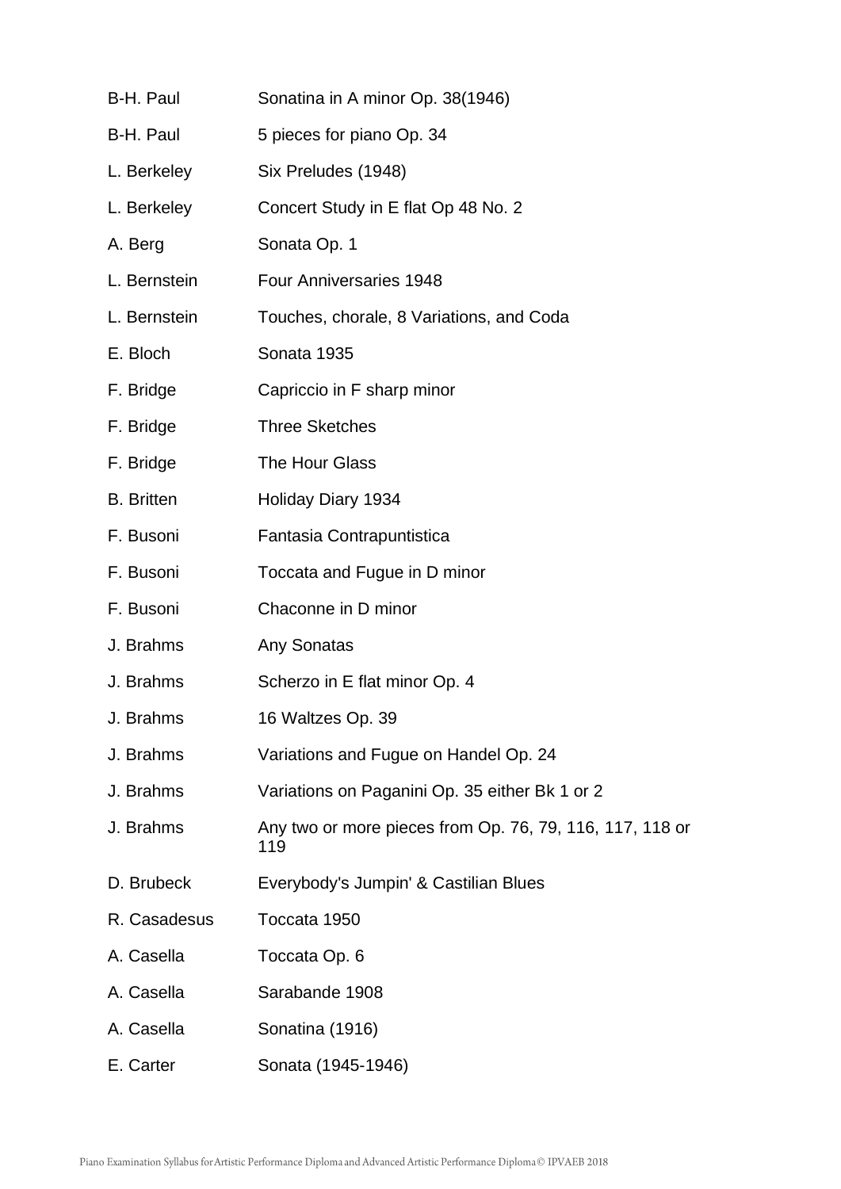| | |
|---|---|
| B-H. Paul | Sonatina in A minor Op. 38(1946) |
| B-H. Paul | 5 pieces for piano Op. 34 |
| L. Berkeley | Six Preludes (1948) |
| L. Berkeley | Concert Study in E flat Op 48 No. 2 |
| A. Berg | Sonata Op. 1 |
| L. Bernstein | Four Anniversaries 1948 |
| L. Bernstein | Touches, chorale, 8 Variations, and Coda |
| E. Bloch | Sonata 1935 |
| F. Bridge | Capriccio in F sharp minor |
| F. Bridge | Three Sketches |
| F. Bridge | The Hour Glass |
| B. Britten | Holiday Diary 1934 |
| F. Busoni | Fantasia Contrapuntistica |
| F. Busoni | Toccata and Fugue in D minor |
| F. Busoni | Chaconne in D minor |
| J. Brahms | Any Sonatas |
| J. Brahms | Scherzo in E flat minor Op. 4 |
| J. Brahms | 16 Waltzes Op. 39 |
| J. Brahms | Variations and Fugue on Handel Op. 24 |
| J. Brahms | Variations on Paganini Op. 35 either Bk 1 or 2 |
| J. Brahms | Any two or more pieces from Op. 76, 79, 116, 117, 118 or 119 |
| D. Brubeck | Everybody's Jumpin' & Castilian Blues |
| R. Casadesus | Toccata 1950 |
| A. Casella | Toccata Op. 6 |
| A. Casella | Sarabande 1908 |
| A. Casella | Sonatina (1916) |
| E. Carter | Sonata (1945-1946) |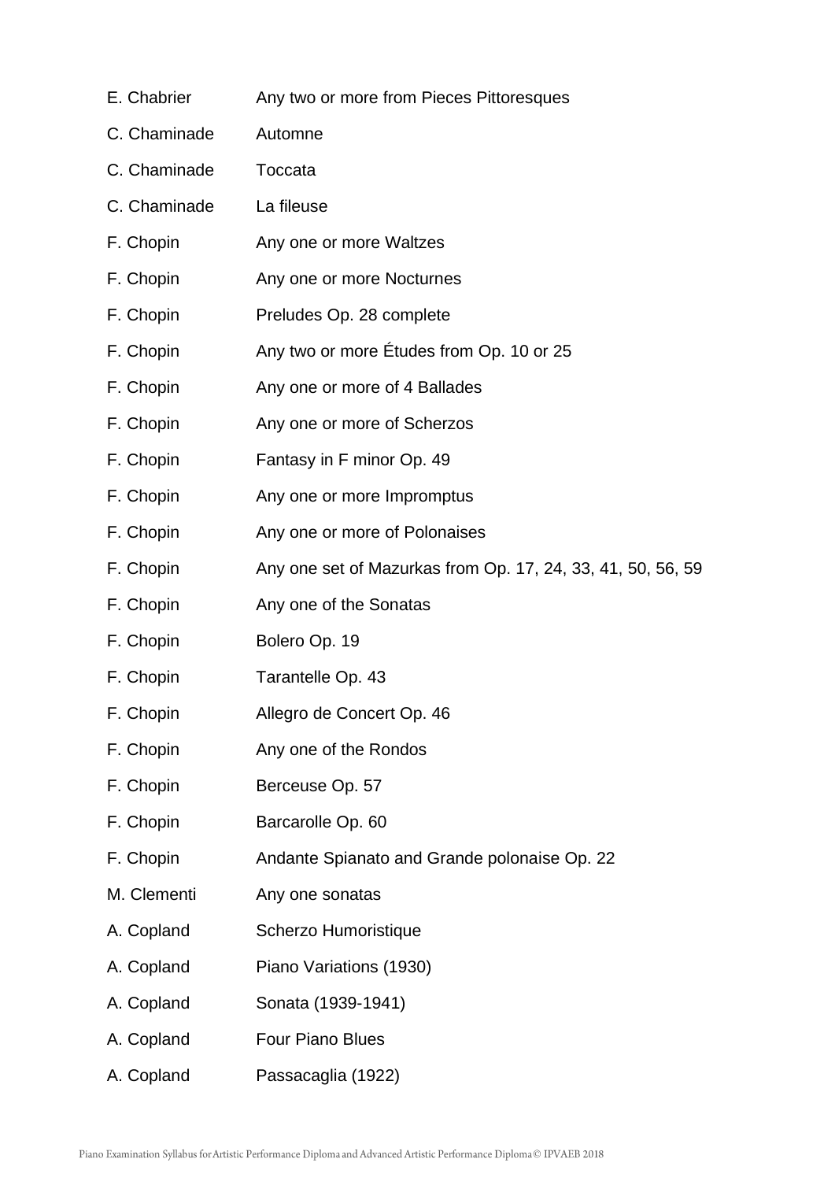| | |
|---|---|
| E. Chabrier | Any two or more from Pieces Pittoresques |
| C. Chaminade | Automne |
| C. Chaminade | Toccata |
| C. Chaminade | La fileuse |
| F. Chopin | Any one or more Waltzes |
| F. Chopin | Any one or more Nocturnes |
| F. Chopin | Preludes Op. 28 complete |
| F. Chopin | Any two or more Études from Op. 10 or 25 |
| F. Chopin | Any one or more of 4 Ballades |
| F. Chopin | Any one or more of Scherzos |
| F. Chopin | Fantasy in F minor Op. 49 |
| F. Chopin | Any one or more Impromptus |
| F. Chopin | Any one or more of Polonaises |
| F. Chopin | Any one set of Mazurkas from Op. 17, 24, 33, 41, 50, 56, 59 |
| F. Chopin | Any one of the Sonatas |
| F. Chopin | Bolero Op. 19 |
| F. Chopin | Tarantelle Op. 43 |
| F. Chopin | Allegro de Concert Op. 46 |
| F. Chopin | Any one of the Rondos |
| F. Chopin | Berceuse Op. 57 |
| F. Chopin | Barcarolle Op. 60 |
| F. Chopin | Andante Spianato and Grande polonaise Op. 22 |
| M. Clementi | Any one sonatas |
| A. Copland | Scherzo Humoristique |
| A. Copland | Piano Variations (1930) |
| A. Copland | Sonata (1939-1941) |
| A. Copland | Four Piano Blues |
| A. Copland | Passacaglia (1922) |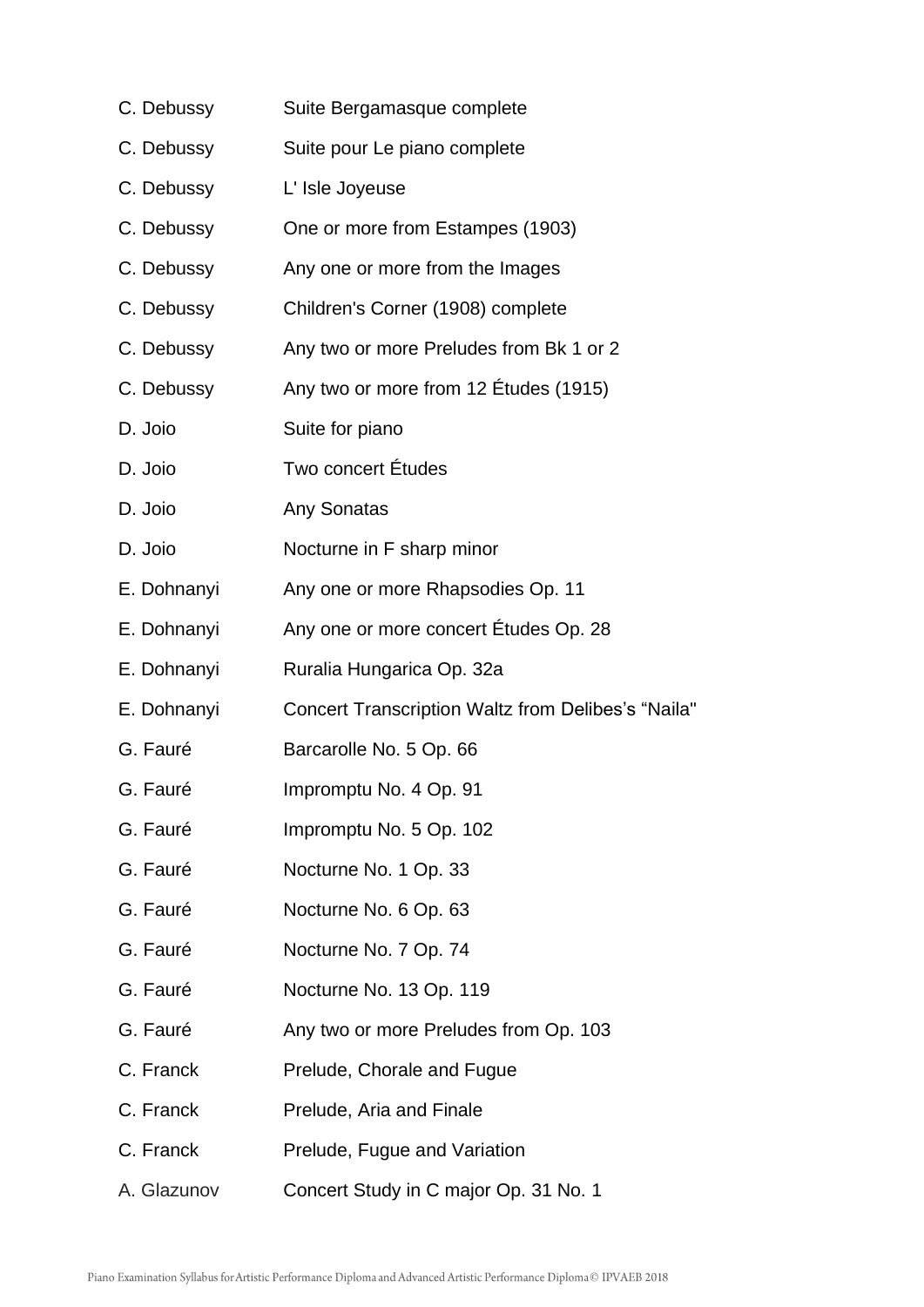| | |
|---|---|
| C. Debussy | Suite Bergamasque complete |
| C. Debussy | Suite pour Le piano complete |
| C. Debussy | L' Isle Joyeuse |
| C. Debussy | One or more from Estampes (1903) |
| C. Debussy | Any one or more from the Images |
| C. Debussy | Children's Corner (1908) complete |
| C. Debussy | Any two or more Preludes from Bk 1 or 2 |
| C. Debussy | Any two or more from 12 Études (1915) |
| D. Joio | Suite for piano |
| D. Joio | Two concert Études |
| D. Joio | Any Sonatas |
| D. Joio | Nocturne in F sharp minor |
| E. Dohnanyi | Any one or more Rhapsodies Op. 11 |
| E. Dohnanyi | Any one or more concert Études Op. 28 |
| E. Dohnanyi | Ruralia Hungarica Op. 32a |
| E. Dohnanyi | Concert Transcription Waltz from Delibes's "Naila" |
| G. Fauré | Barcarolle No. 5 Op. 66 |
| G. Fauré | Impromptu No. 4 Op. 91 |
| G. Fauré | Impromptu No. 5 Op. 102 |
| G. Fauré | Nocturne No. 1 Op. 33 |
| G. Fauré | Nocturne No. 6 Op. 63 |
| G. Fauré | Nocturne No. 7 Op. 74 |
| G. Fauré | Nocturne No. 13 Op. 119 |
| G. Fauré | Any two or more Preludes from Op. 103 |
| C. Franck | Prelude, Chorale and Fugue |
| C. Franck | Prelude, Aria and Finale |
| C. Franck | Prelude, Fugue and Variation |
| A. Glazunov | Concert Study in C major Op. 31 No. 1 |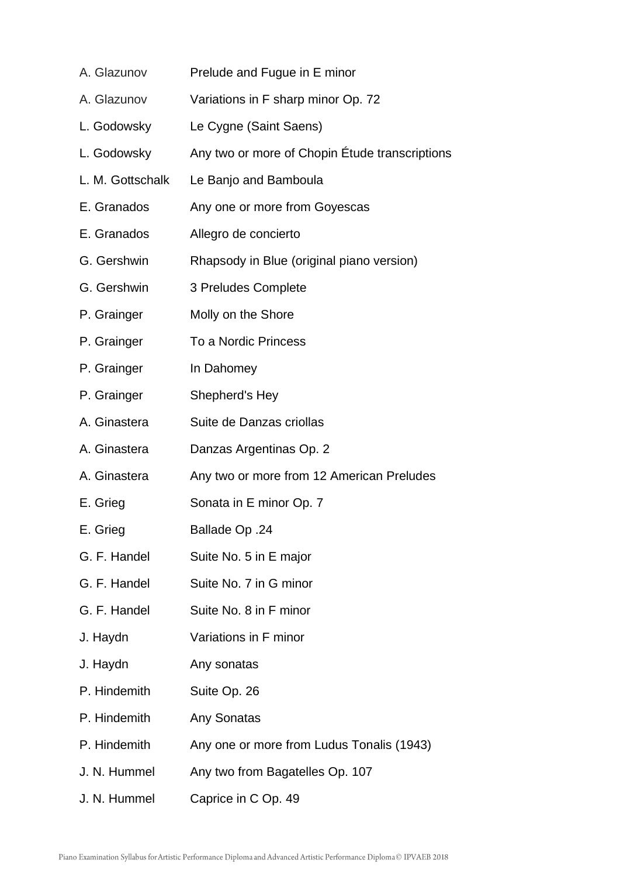| | |
|---|---|
| A. Glazunov | Prelude and Fugue in E minor |
| A. Glazunov | Variations in F sharp minor Op. 72 |
| L. Godowsky | Le Cygne (Saint Saens) |
| L. Godowsky | Any two or more of Chopin Étude transcriptions |
| L. M. Gottschalk | Le Banjo and Bamboula |
| E. Granados | Any one or more from Goyescas |
| E. Granados | Allegro de concierto |
| G. Gershwin | Rhapsody in Blue (original piano version) |
| G. Gershwin | 3 Preludes Complete |
| P. Grainger | Molly on the Shore |
| P. Grainger | To a Nordic Princess |
| P. Grainger | In Dahomey |
| P. Grainger | Shepherd's Hey |
| A. Ginastera | Suite de Danzas criollas |
| A. Ginastera | Danzas Argentinas Op. 2 |
| A. Ginastera | Any two or more from 12 American Preludes |
| E. Grieg | Sonata in E minor Op. 7 |
| E. Grieg | Ballade Op .24 |
| G. F. Handel | Suite No. 5 in E major |
| G. F. Handel | Suite No. 7 in G minor |
| G. F. Handel | Suite No. 8 in F minor |
| J. Haydn | Variations in F minor |
| J. Haydn | Any sonatas |
| P. Hindemith | Suite Op. 26 |
| P. Hindemith | Any Sonatas |
| P. Hindemith | Any one or more from Ludus Tonalis (1943) |
| J. N. Hummel | Any two from Bagatelles Op. 107 |
| J. N. Hummel | Caprice in C Op. 49 |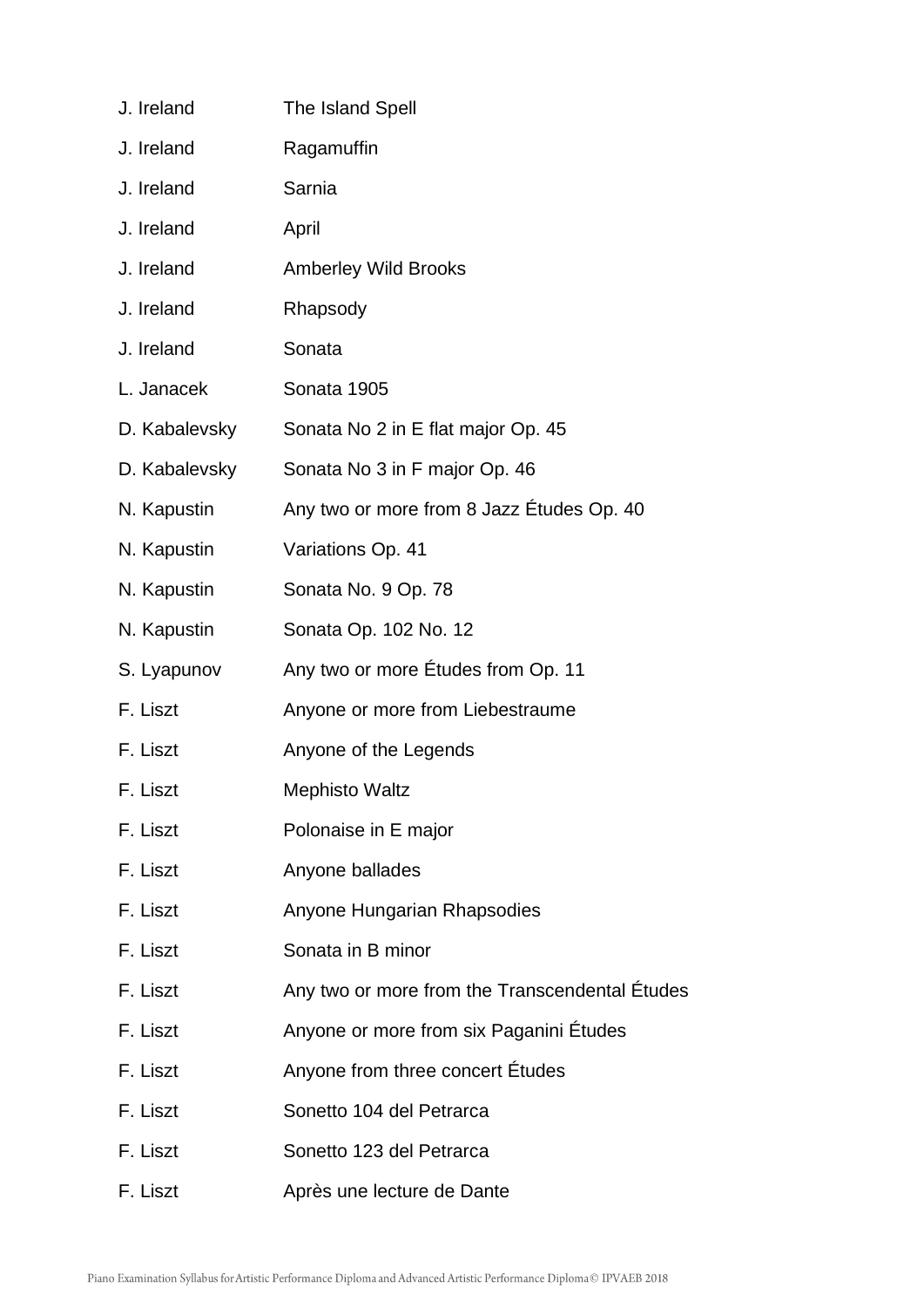| | |
|---|---|
| J. Ireland | The Island Spell |
| J. Ireland | Ragamuffin |
| J. Ireland | Sarnia |
| J. Ireland | April |
| J. Ireland | Amberley Wild Brooks |
| J. Ireland | Rhapsody |
| J. Ireland | Sonata |
| L. Janacek | Sonata 1905 |
| D. Kabalevsky | Sonata No 2 in E flat major Op. 45 |
| D. Kabalevsky | Sonata No 3 in F major Op. 46 |
| N. Kapustin | Any two or more from 8 Jazz Études Op. 40 |
| N. Kapustin | Variations Op. 41 |
| N. Kapustin | Sonata No. 9 Op. 78 |
| N. Kapustin | Sonata Op. 102 No. 12 |
| S. Lyapunov | Any two or more Études from Op. 11 |
| F. Liszt | Anyone or more from Liebestraume |
| F. Liszt | Anyone of the Legends |
| F. Liszt | Mephisto Waltz |
| F. Liszt | Polonaise in E major |
| F. Liszt | Anyone ballades |
| F. Liszt | Anyone Hungarian Rhapsodies |
| F. Liszt | Sonata in B minor |
| F. Liszt | Any two or more from the Transcendental Études |
| F. Liszt | Anyone or more from six Paganini Études |
| F. Liszt | Anyone from three concert Études |
| F. Liszt | Sonetto 104 del Petrarca |
| F. Liszt | Sonetto 123 del Petrarca |
| F. Liszt | Après une lecture de Dante |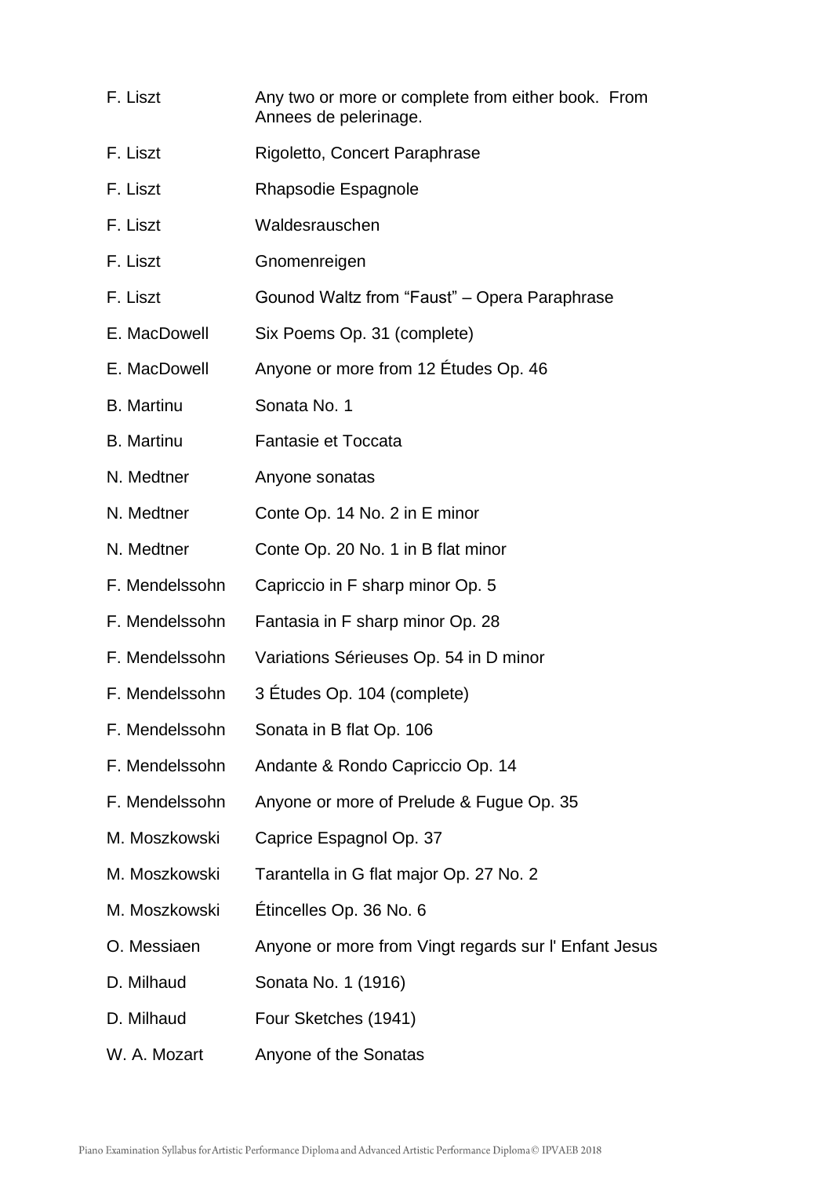| | |
|---|---|
| F. Liszt | Any two or more or complete from either book. From Annees de pelerinage. |
| F. Liszt | Rigoletto, Concert Paraphrase |
| F. Liszt | Rhapsodie Espagnole |
| F. Liszt | Waldesrauschen |
| F. Liszt | Gnomenreigen |
| F. Liszt | Gounod Waltz from "Faust" – Opera Paraphrase |
| E. MacDowell | Six Poems Op. 31 (complete) |
| E. MacDowell | Anyone or more from 12 Études Op. 46 |
| B. Martinu | Sonata No. 1 |
| B. Martinu | Fantasie et Toccata |
| N. Medtner | Anyone sonatas |
| N. Medtner | Conte Op. 14 No. 2 in E minor |
| N. Medtner | Conte Op. 20 No. 1 in B flat minor |
| F. Mendelssohn | Capriccio in F sharp minor Op. 5 |
| F. Mendelssohn | Fantasia in F sharp minor Op. 28 |
| F. Mendelssohn | Variations Sérieuses Op. 54 in D minor |
| F. Mendelssohn | 3 Études Op. 104 (complete) |
| F. Mendelssohn | Sonata in B flat Op. 106 |
| F. Mendelssohn | Andante & Rondo Capriccio Op. 14 |
| F. Mendelssohn | Anyone or more of Prelude & Fugue Op. 35 |
| M. Moszkowski | Caprice Espagnol Op. 37 |
| M. Moszkowski | Tarantella in G flat major Op. 27 No. 2 |
| M. Moszkowski | Étincelles Op. 36 No. 6 |
| O. Messiaen | Anyone or more from Vingt regards sur l' Enfant Jesus |
| D. Milhaud | Sonata No. 1 (1916) |
| D. Milhaud | Four Sketches (1941) |
| W. A. Mozart | Anyone of the Sonatas |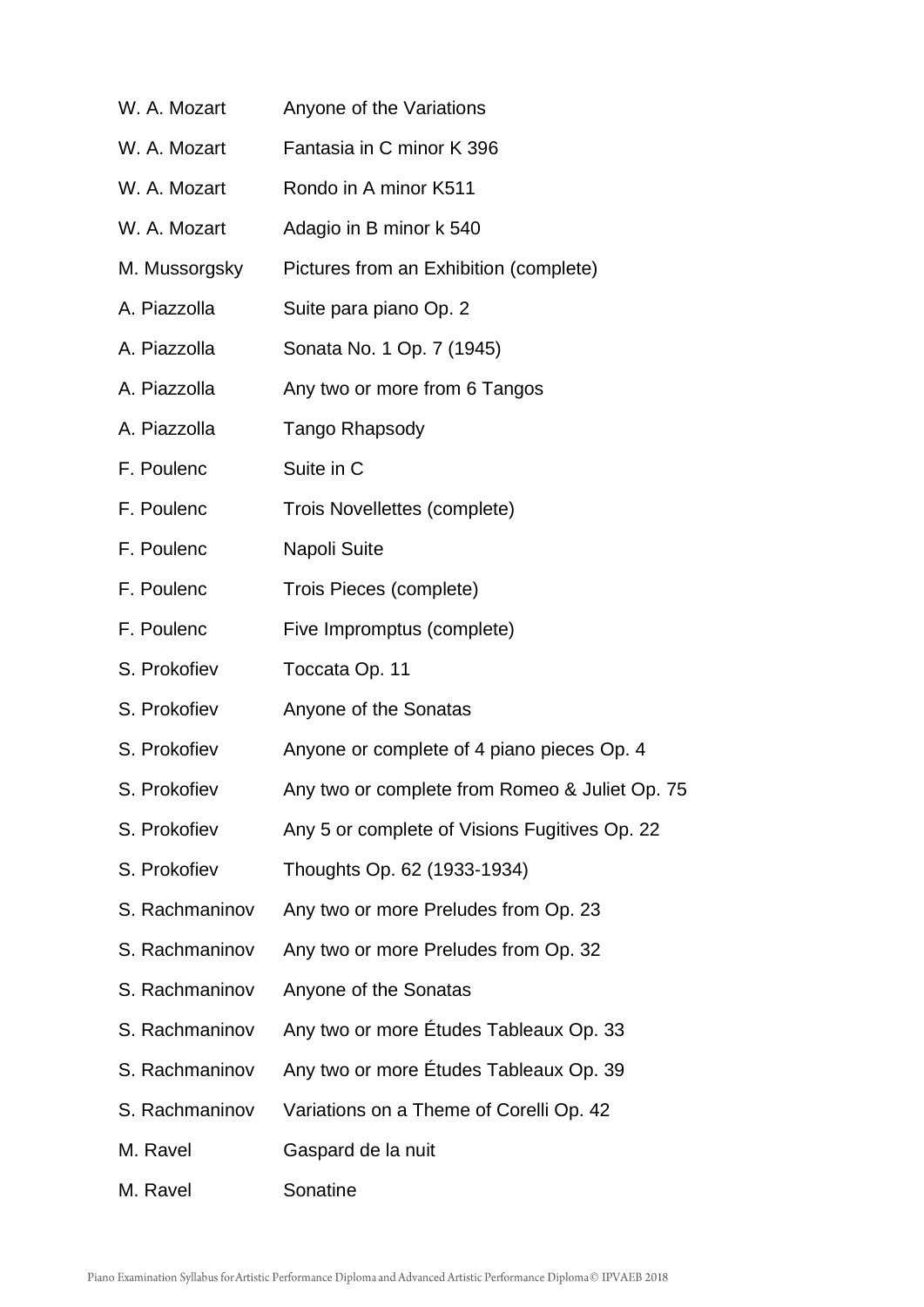| | |
|---|---|
| W. A. Mozart | Anyone of the Variations |
| W. A. Mozart | Fantasia in C minor K 396 |
| W. A. Mozart | Rondo in A minor K511 |
| W. A. Mozart | Adagio in B minor k 540 |
| M. Mussorgsky | Pictures from an Exhibition (complete) |
| A. Piazzolla | Suite para piano Op. 2 |
| A. Piazzolla | Sonata No. 1 Op. 7 (1945) |
| A. Piazzolla | Any two or more from 6 Tangos |
| A. Piazzolla | Tango Rhapsody |
| F. Poulenc | Suite in C |
| F. Poulenc | Trois Novellettes (complete) |
| F. Poulenc | Napoli Suite |
| F. Poulenc | Trois Pieces (complete) |
| F. Poulenc | Five Impromptus (complete) |
| S. Prokofiev | Toccata Op. 11 |
| S. Prokofiev | Anyone of the Sonatas |
| S. Prokofiev | Anyone or complete of 4 piano pieces Op. 4 |
| S. Prokofiev | Any two or complete from Romeo & Juliet Op. 75 |
| S. Prokofiev | Any 5 or complete of Visions Fugitives Op. 22 |
| S. Prokofiev | Thoughts Op. 62 (1933-1934) |
| S. Rachmaninov | Any two or more Preludes from Op. 23 |
| S. Rachmaninov | Any two or more Preludes from Op. 32 |
| S. Rachmaninov | Anyone of the Sonatas |
| S. Rachmaninov | Any two or more Études Tableaux Op. 33 |
| S. Rachmaninov | Any two or more Études Tableaux Op. 39 |
| S. Rachmaninov | Variations on a Theme of Corelli Op. 42 |
| M. Ravel | Gaspard de la nuit |
| M. Ravel | Sonatine |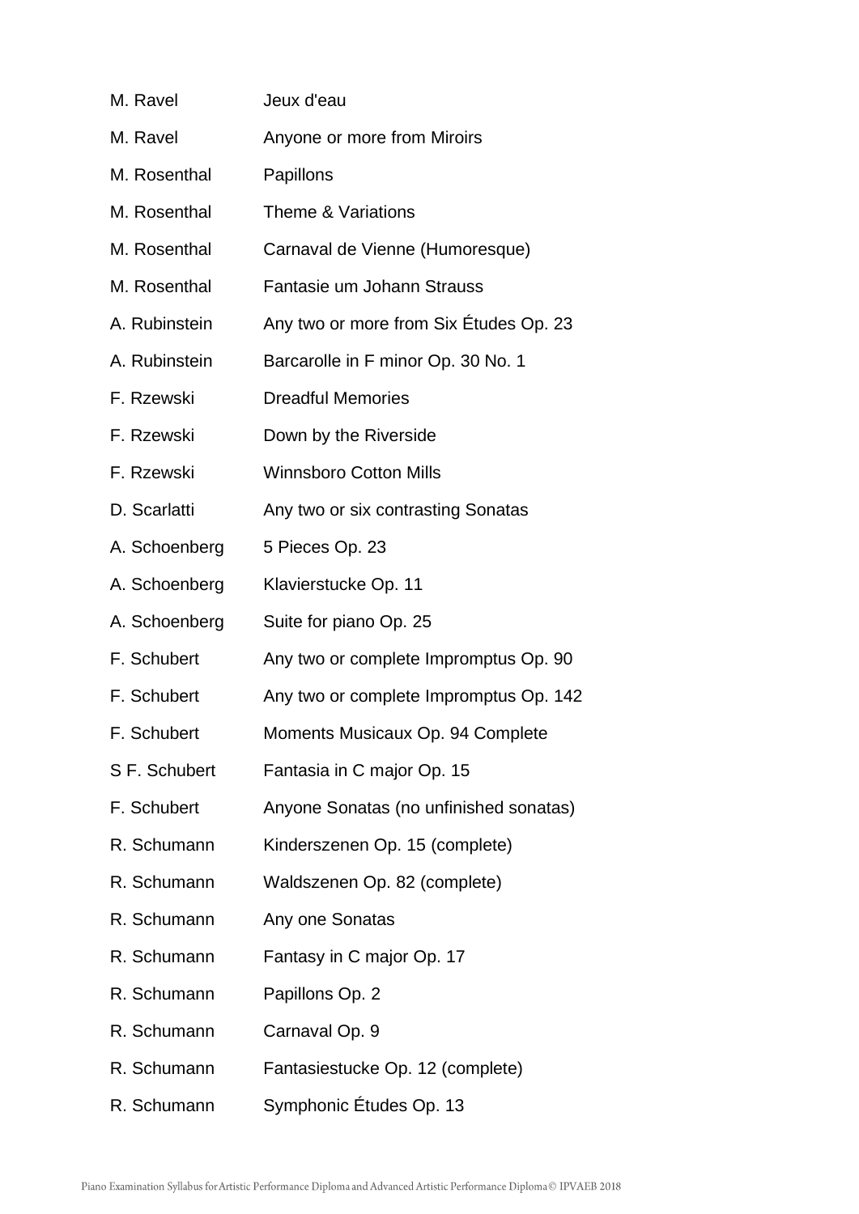| | |
|---|---|
| M. Ravel | Jeux d'eau |
| M. Ravel | Anyone or more from Miroirs |
| M. Rosenthal | Papillons |
| M. Rosenthal | Theme & Variations |
| M. Rosenthal | Carnaval de Vienne (Humoresque) |
| M. Rosenthal | Fantasie um Johann Strauss |
| A. Rubinstein | Any two or more from Six Études Op. 23 |
| A. Rubinstein | Barcarolle in F minor Op. 30 No. 1 |
| F. Rzewski | Dreadful Memories |
| F. Rzewski | Down by the Riverside |
| F. Rzewski | Winnsboro Cotton Mills |
| D. Scarlatti | Any two or six contrasting Sonatas |
| A. Schoenberg | 5 Pieces Op. 23 |
| A. Schoenberg | Klavierstucke Op. 11 |
| A. Schoenberg | Suite for piano Op. 25 |
| F. Schubert | Any two or complete Impromptus Op. 90 |
| F. Schubert | Any two or complete Impromptus Op. 142 |
| F. Schubert | Moments Musicaux Op. 94 Complete |
| S F. Schubert | Fantasia in C major Op. 15 |
| F. Schubert | Anyone Sonatas (no unfinished sonatas) |
| R. Schumann | Kinderszenen Op. 15 (complete) |
| R. Schumann | Waldszenen Op. 82 (complete) |
| R. Schumann | Any one Sonatas |
| R. Schumann | Fantasy in C major Op. 17 |
| R. Schumann | Papillons Op. 2 |
| R. Schumann | Carnaval Op. 9 |
| R. Schumann | Fantasiestucke Op. 12 (complete) |
| R. Schumann | Symphonic Études Op. 13 |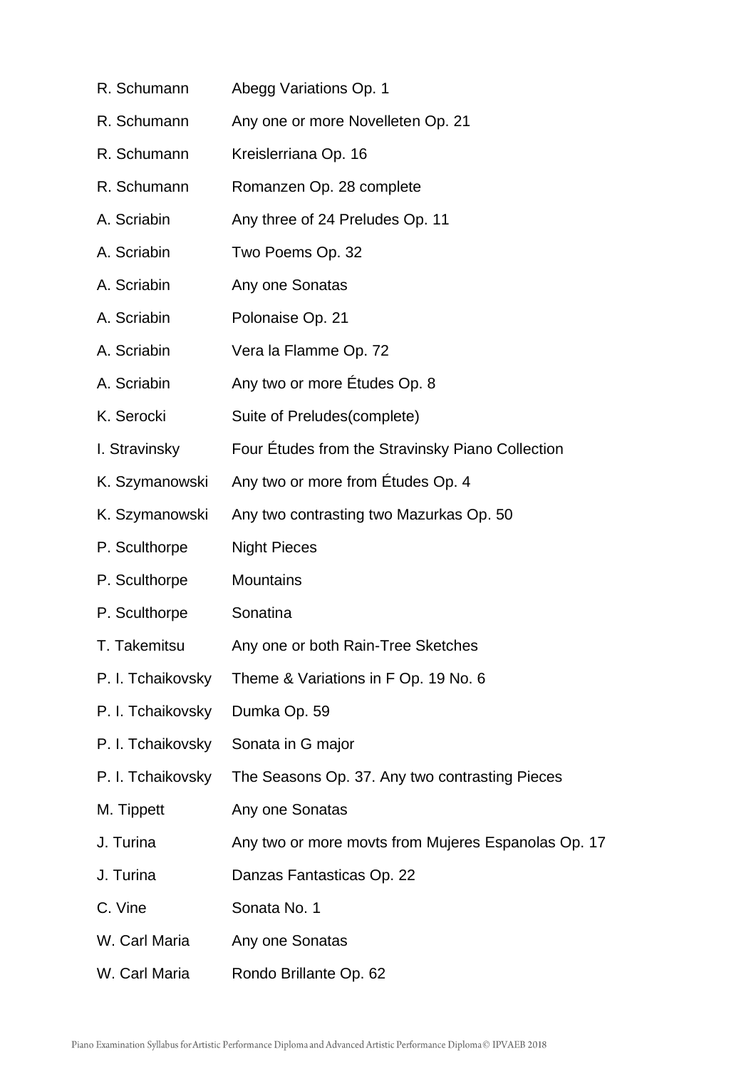| | |
|---|---|
| R. Schumann | Abegg Variations Op. 1 |
| R. Schumann | Any one or more Novelleten Op. 21 |
| R. Schumann | Kreislerriana Op. 16 |
| R. Schumann | Romanzen Op. 28 complete |
| A. Scriabin | Any three of 24 Preludes Op. 11 |
| A. Scriabin | Two Poems Op. 32 |
| A. Scriabin | Any one Sonatas |
| A. Scriabin | Polonaise Op. 21 |
| A. Scriabin | Vera la Flamme Op. 72 |
| A. Scriabin | Any two or more Études Op. 8 |
| K. Serocki | Suite of Preludes(complete) |
| I. Stravinsky | Four Études from the Stravinsky Piano Collection |
| K. Szymanowski | Any two or more from Études Op. 4 |
| K. Szymanowski | Any two contrasting two Mazurkas Op. 50 |
| P. Sculthorpe | Night Pieces |
| P. Sculthorpe | Mountains |
| P. Sculthorpe | Sonatina |
| T. Takemitsu | Any one or both Rain-Tree Sketches |
| P. I. Tchaikovsky | Theme & Variations in F Op. 19 No. 6 |
| P. I. Tchaikovsky | Dumka Op. 59 |
| P. I. Tchaikovsky | Sonata in G major |
| P. I. Tchaikovsky | The Seasons Op. 37. Any two contrasting Pieces |
| M. Tippett | Any one Sonatas |
| J. Turina | Any two or more movts from Mujeres Espanolas Op. 17 |
| J. Turina | Danzas Fantasticas Op. 22 |
| C. Vine | Sonata No. 1 |
| W. Carl Maria | Any one Sonatas |
| W. Carl Maria | Rondo Brillante Op. 62 |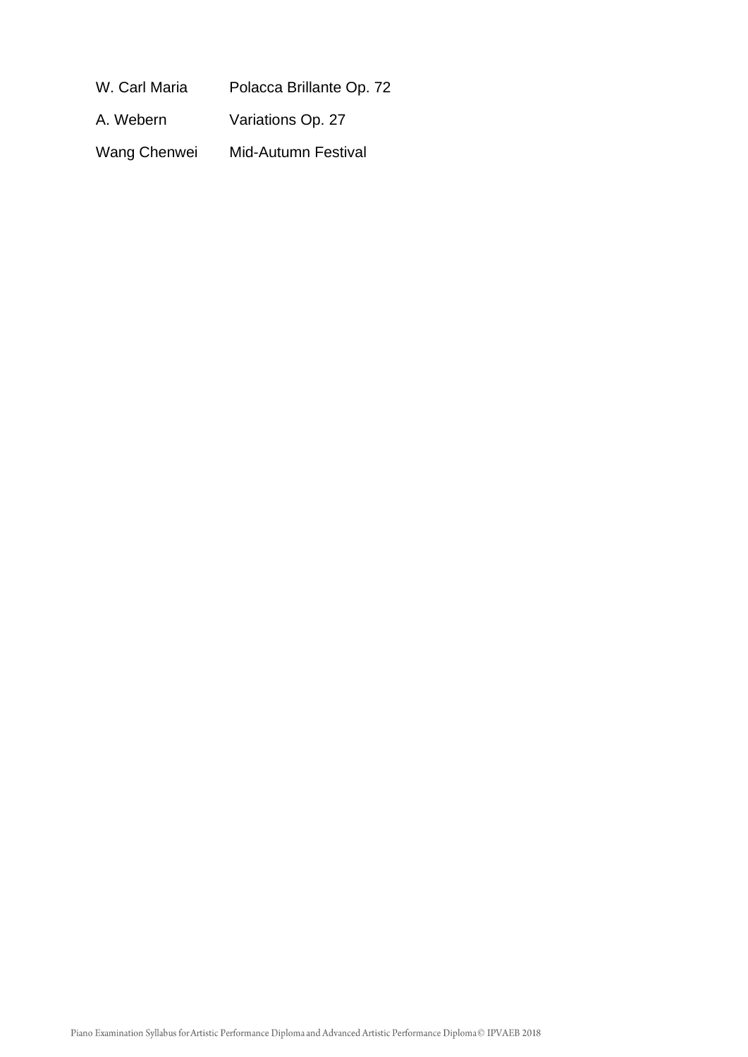| | |
|---|---|
| W. Carl Maria | Polacca Brillante Op. 72 |
| A. Webern | Variations Op. 27 |
| Wang Chenwei | Mid-Autumn Festival |